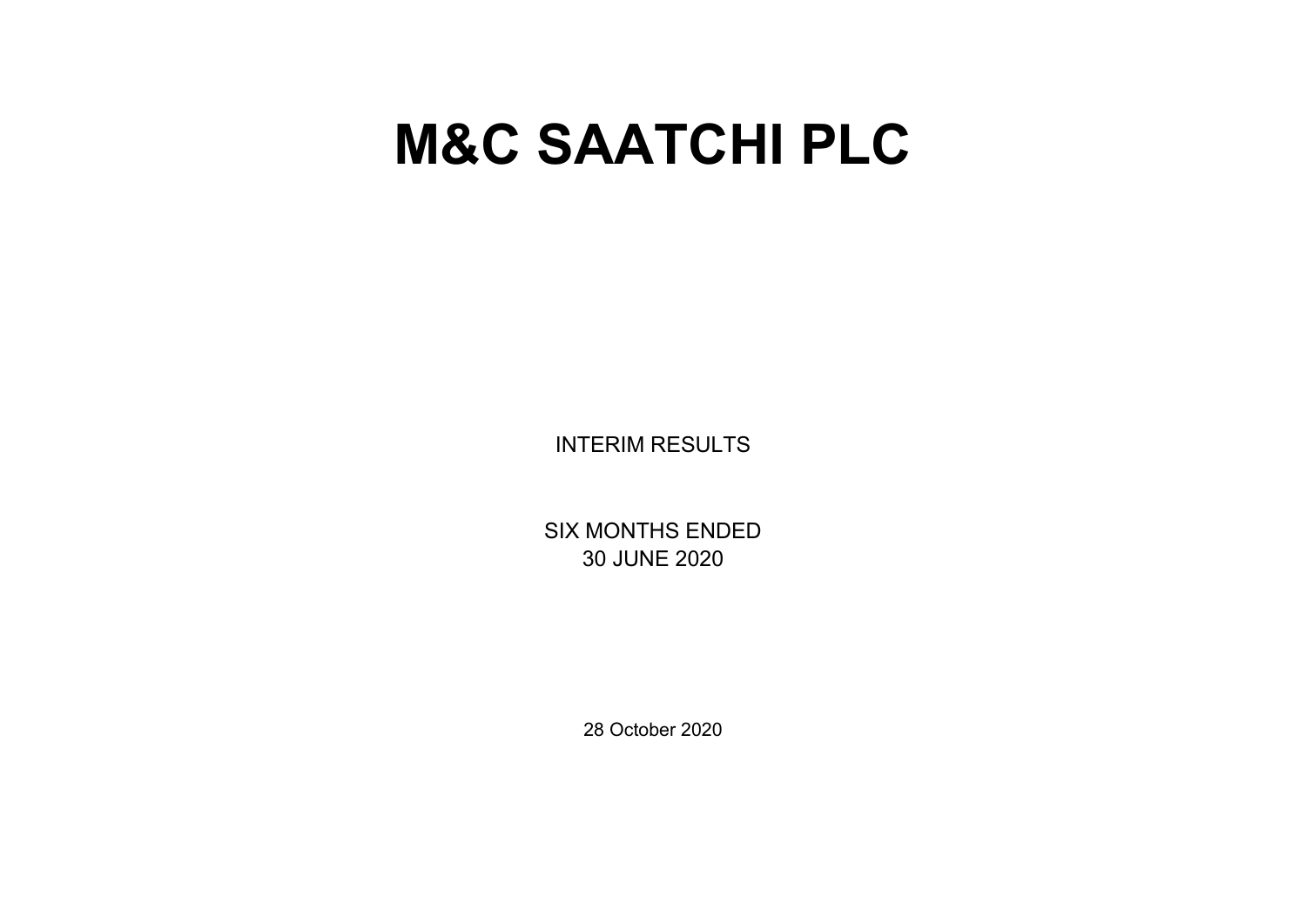# M&C SAATCHI PLC

INTERIM RESULTS

SIX MONTHS ENDED
30 JUNE 2020

28 October 2020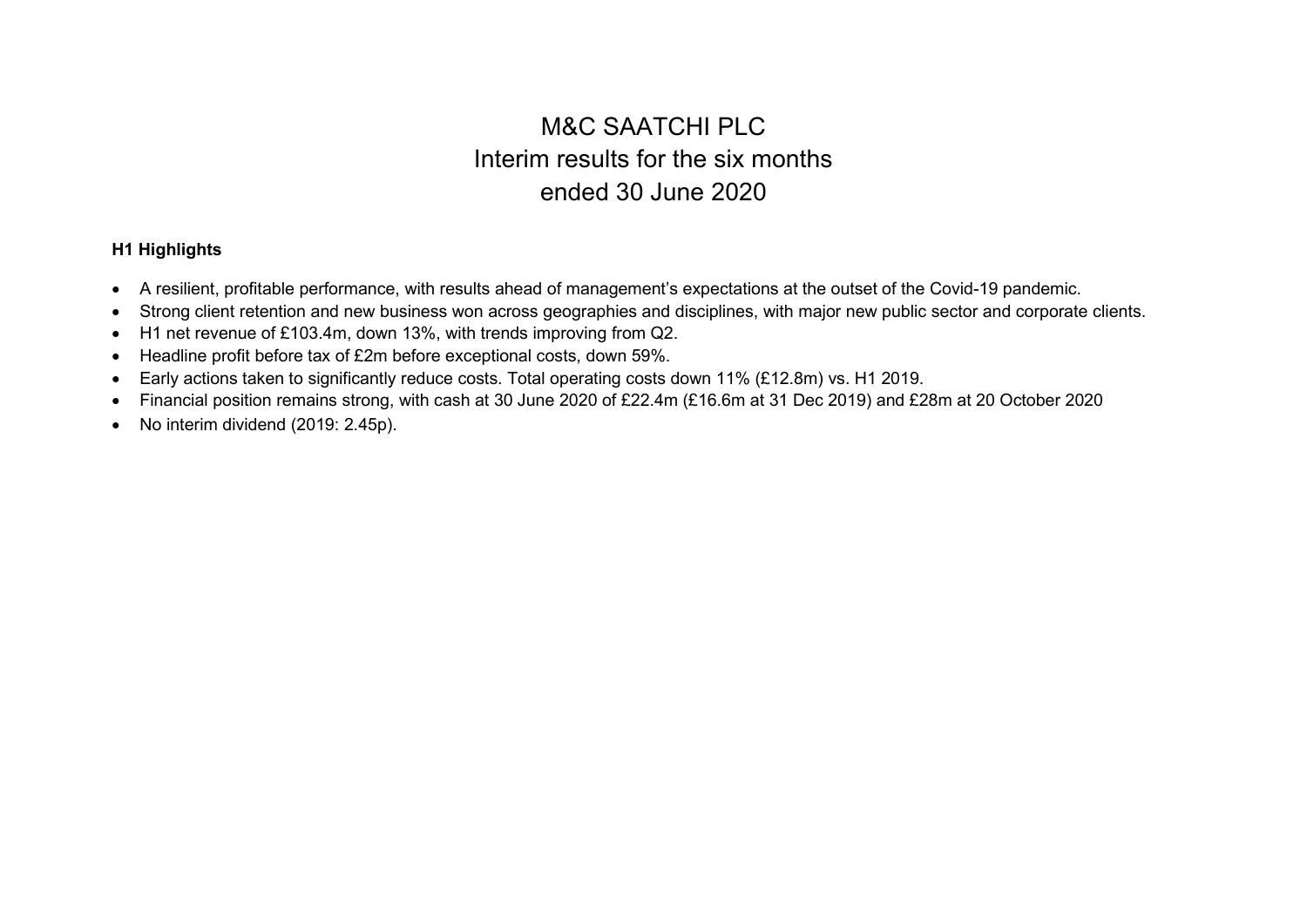# M&C SAATCHI PLC
# Interim results for the six months ended 30 June 2020

**H1 Highlights**

- A resilient, profitable performance, with results ahead of management's expectations at the outset of the Covid-19 pandemic.
- Strong client retention and new business won across geographies and disciplines, with major new public sector and corporate clients.
- H1 net revenue of £103.4m, down 13%, with trends improving from Q2.
- Headline profit before tax of £2m before exceptional costs, down 59%.
- Early actions taken to significantly reduce costs. Total operating costs down 11% (£12.8m) vs. H1 2019.
- Financial position remains strong, with cash at 30 June 2020 of £22.4m (£16.6m at 31 Dec 2019) and £28m at 20 October 2020
- No interim dividend (2019: 2.45p).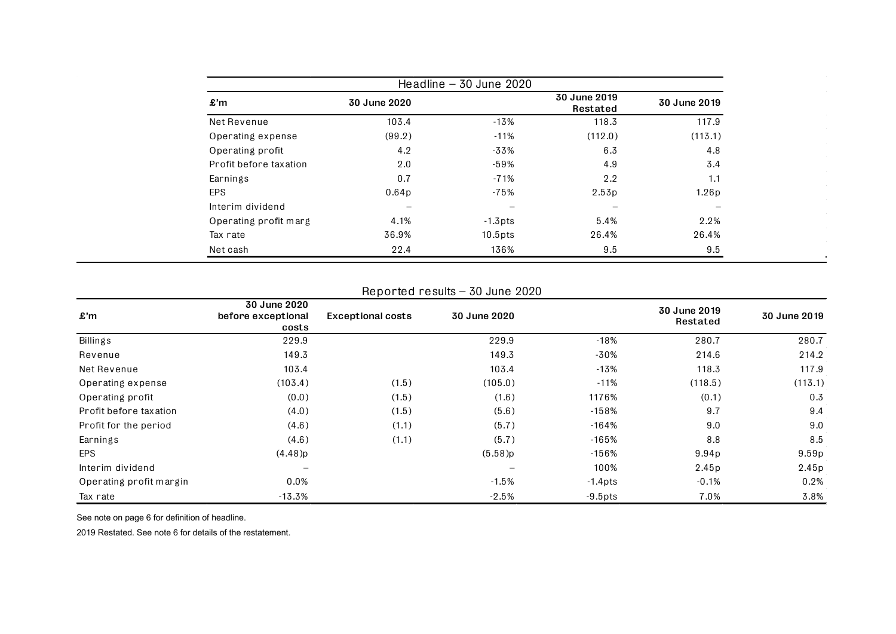## Headline – 30 June 2020

| £'m | 30 June 2020 | | 30 June 2019 Restated | 30 June 2019 |
|---|---|---|---|---|
| Net Revenue | 103.4 | -13% | 118.3 | 117.9 |
| Operating expense | (99.2) | -11% | (112.0) | (113.1) |
| Operating profit | 4.2 | -33% | 6.3 | 4.8 |
| Profit before taxation | 2.0 | -59% | 4.9 | 3.4 |
| Earnings | 0.7 | -71% | 2.2 | 1.1 |
| EPS | 0.64p | -75% | 2.53p | 1.26p |
| Interim dividend | – | – | – | – |
| Operating profit marg | 4.1% | -1.3pts | 5.4% | 2.2% |
| Tax rate | 36.9% | 10.5pts | 26.4% | 26.4% |
| Net cash | 22.4 | 136% | 9.5 | 9.5 |

## Reported results – 30 June 2020

| £'m | 30 June 2020 before exceptional costs | Exceptional costs | 30 June 2020 | | 30 June 2019 Restated | 30 June 2019 |
|---|---|---|---|---|---|---|
| Billings | 229.9 | | 229.9 | -18% | 280.7 | 280.7 |
| Revenue | 149.3 | | 149.3 | -30% | 214.6 | 214.2 |
| Net Revenue | 103.4 | | 103.4 | -13% | 118.3 | 117.9 |
| Operating expense | (103.4) | (1.5) | (105.0) | -11% | (118.5) | (113.1) |
| Operating profit | (0.0) | (1.5) | (1.6) | 1176% | (0.1) | 0.3 |
| Profit before taxation | (4.0) | (1.5) | (5.6) | -158% | 9.7 | 9.4 |
| Profit for the period | (4.6) | (1.1) | (5.7) | -164% | 9.0 | 9.0 |
| Earnings | (4.6) | (1.1) | (5.7) | -165% | 8.8 | 8.5 |
| EPS | (4.48)p | | (5.58)p | -156% | 9.94p | 9.59p |
| Interim dividend | – | | – | 100% | 2.45p | 2.45p |
| Operating profit margin | 0.0% | | -1.5% | -1.4pts | -0.1% | 0.2% |
| Tax rate | -13.3% | | -2.5% | -9.5pts | 7.0% | 3.8% |

See note on page 6 for definition of headline.

2019 Restated. See note 6 for details of the restatement.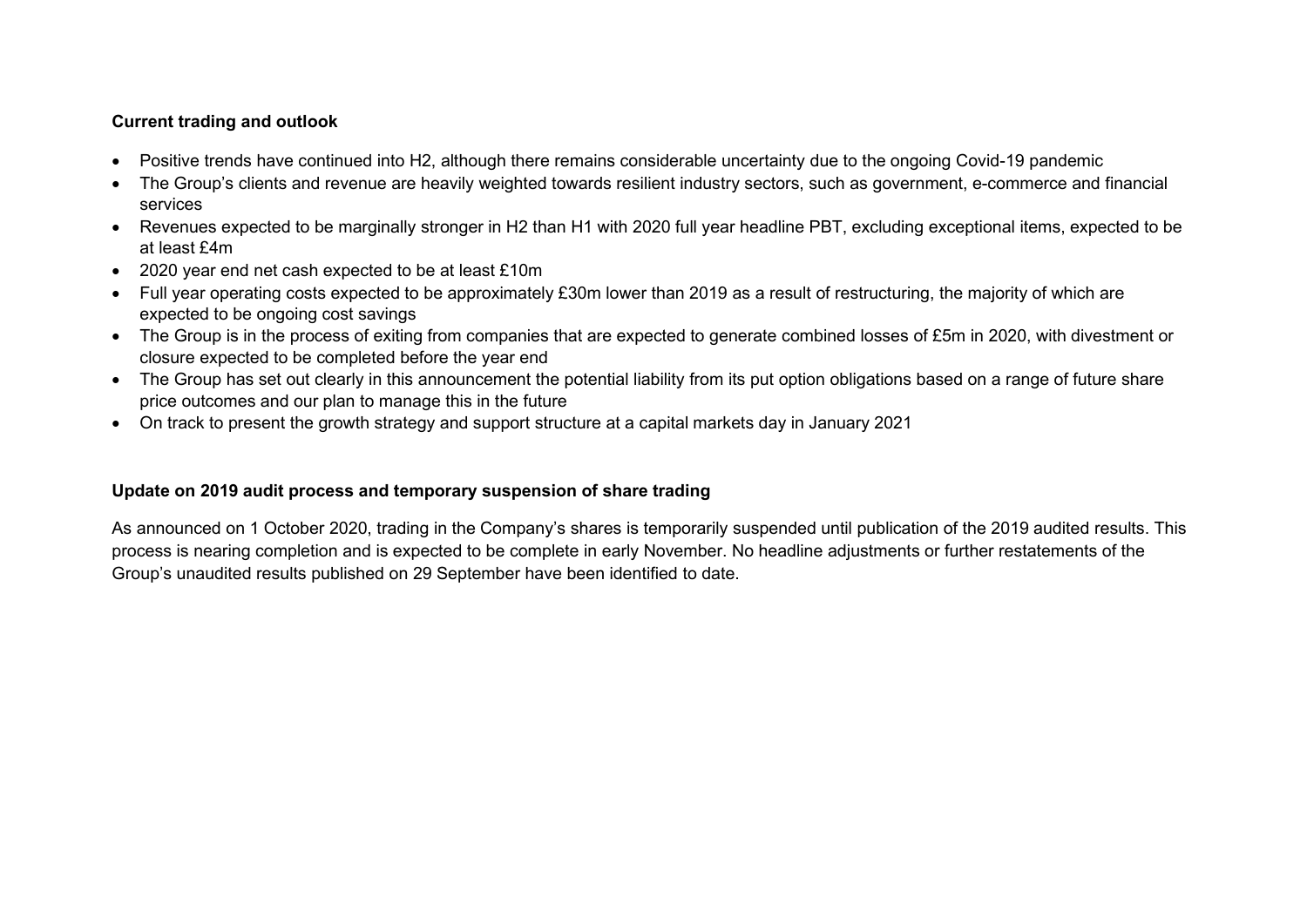**Current trading and outlook**

- Positive trends have continued into H2, although there remains considerable uncertainty due to the ongoing Covid-19 pandemic
- The Group's clients and revenue are heavily weighted towards resilient industry sectors, such as government, e-commerce and financial services
- Revenues expected to be marginally stronger in H2 than H1 with 2020 full year headline PBT, excluding exceptional items, expected to be at least £4m
- 2020 year end net cash expected to be at least £10m
- Full year operating costs expected to be approximately £30m lower than 2019 as a result of restructuring, the majority of which are expected to be ongoing cost savings
- The Group is in the process of exiting from companies that are expected to generate combined losses of £5m in 2020, with divestment or closure expected to be completed before the year end
- The Group has set out clearly in this announcement the potential liability from its put option obligations based on a range of future share price outcomes and our plan to manage this in the future
- On track to present the growth strategy and support structure at a capital markets day in January 2021

**Update on 2019 audit process and temporary suspension of share trading**

As announced on 1 October 2020, trading in the Company's shares is temporarily suspended until publication of the 2019 audited results. This process is nearing completion and is expected to be complete in early November. No headline adjustments or further restatements of the Group's unaudited results published on 29 September have been identified to date.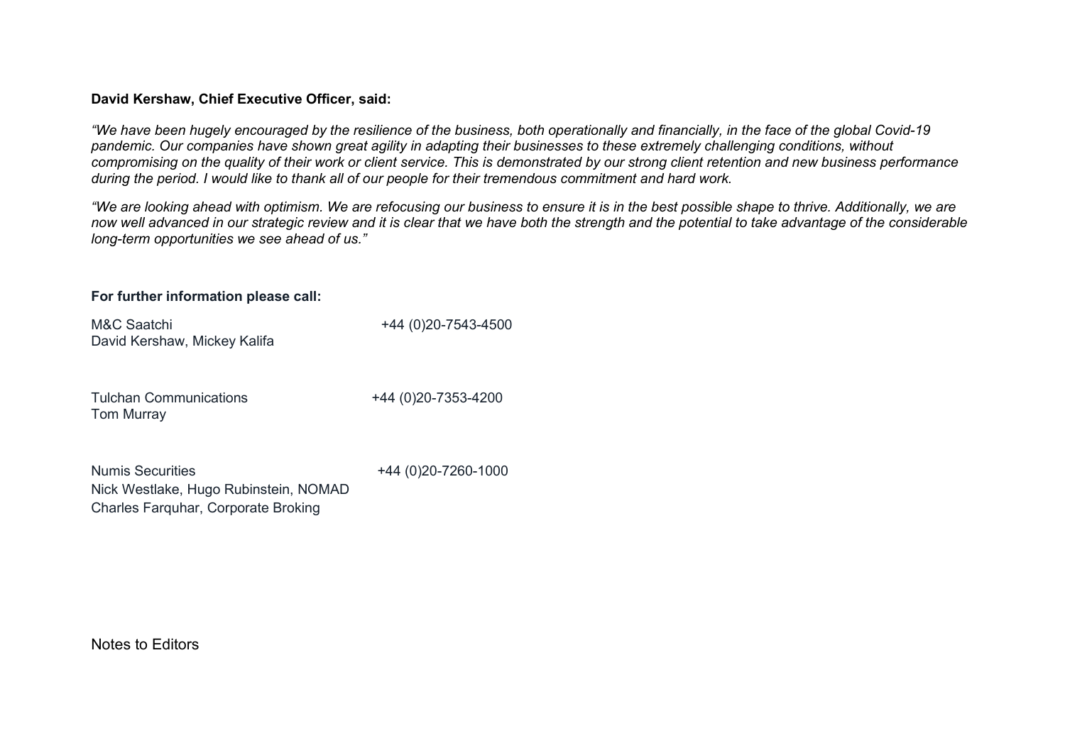**David Kershaw, Chief Executive Officer, said:**

*"We have been hugely encouraged by the resilience of the business, both operationally and financially, in the face of the global Covid-19 pandemic. Our companies have shown great agility in adapting their businesses to these extremely challenging conditions, without compromising on the quality of their work or client service. This is demonstrated by our strong client retention and new business performance during the period. I would like to thank all of our people for their tremendous commitment and hard work.*

*"We are looking ahead with optimism. We are refocusing our business to ensure it is in the best possible shape to thrive. Additionally, we are now well advanced in our strategic review and it is clear that we have both the strength and the potential to take advantage of the considerable long-term opportunities we see ahead of us."*

**For further information please call:**

| | |
|---|---|
| M&C Saatchi<br>David Kershaw, Mickey Kalifa | +44 (0)20-7543-4500 |
| Tulchan Communications<br>Tom Murray | +44 (0)20-7353-4200 |
| Numis Securities<br>Nick Westlake, Hugo Rubinstein, NOMAD<br>Charles Farquhar, Corporate Broking | +44 (0)20-7260-1000 |

Notes to Editors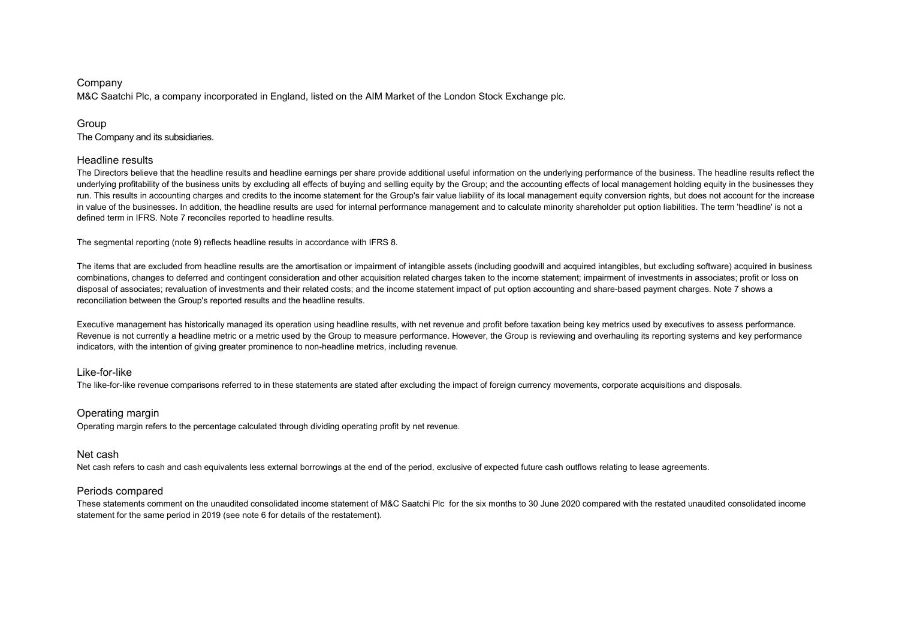## Company

M&C Saatchi Plc, a company incorporated in England, listed on the AIM Market of the London Stock Exchange plc.

## Group

The Company and its subsidiaries.

## Headline results

The Directors believe that the headline results and headline earnings per share provide additional useful information on the underlying performance of the business. The headline results reflect the underlying profitability of the business units by excluding all effects of buying and selling equity by the Group; and the accounting effects of local management holding equity in the businesses they run. This results in accounting charges and credits to the income statement for the Group's fair value liability of its local management equity conversion rights, but does not account for the increase in value of the businesses. In addition, the headline results are used for internal performance management and to calculate minority shareholder put option liabilities. The term 'headline' is not a defined term in IFRS. Note 7 reconciles reported to headline results.

The segmental reporting (note 9) reflects headline results in accordance with IFRS 8.

The items that are excluded from headline results are the amortisation or impairment of intangible assets (including goodwill and acquired intangibles, but excluding software) acquired in business combinations, changes to deferred and contingent consideration and other acquisition related charges taken to the income statement; impairment of investments in associates; profit or loss on disposal of associates; revaluation of investments and their related costs; and the income statement impact of put option accounting and share-based payment charges. Note 7 shows a reconciliation between the Group's reported results and the headline results.

Executive management has historically managed its operation using headline results, with net revenue and profit before taxation being key metrics used by executives to assess performance. Revenue is not currently a headline metric or a metric used by the Group to measure performance. However, the Group is reviewing and overhauling its reporting systems and key performance indicators, with the intention of giving greater prominence to non-headline metrics, including revenue.

## Like-for-like

The like-for-like revenue comparisons referred to in these statements are stated after excluding the impact of foreign currency movements, corporate acquisitions and disposals.

## Operating margin

Operating margin refers to the percentage calculated through dividing operating profit by net revenue.

## Net cash

Net cash refers to cash and cash equivalents less external borrowings at the end of the period, exclusive of expected future cash outflows relating to lease agreements.

## Periods compared

These statements comment on the unaudited consolidated income statement of M&C Saatchi Plc for the six months to 30 June 2020 compared with the restated unaudited consolidated income statement for the same period in 2019 (see note 6 for details of the restatement).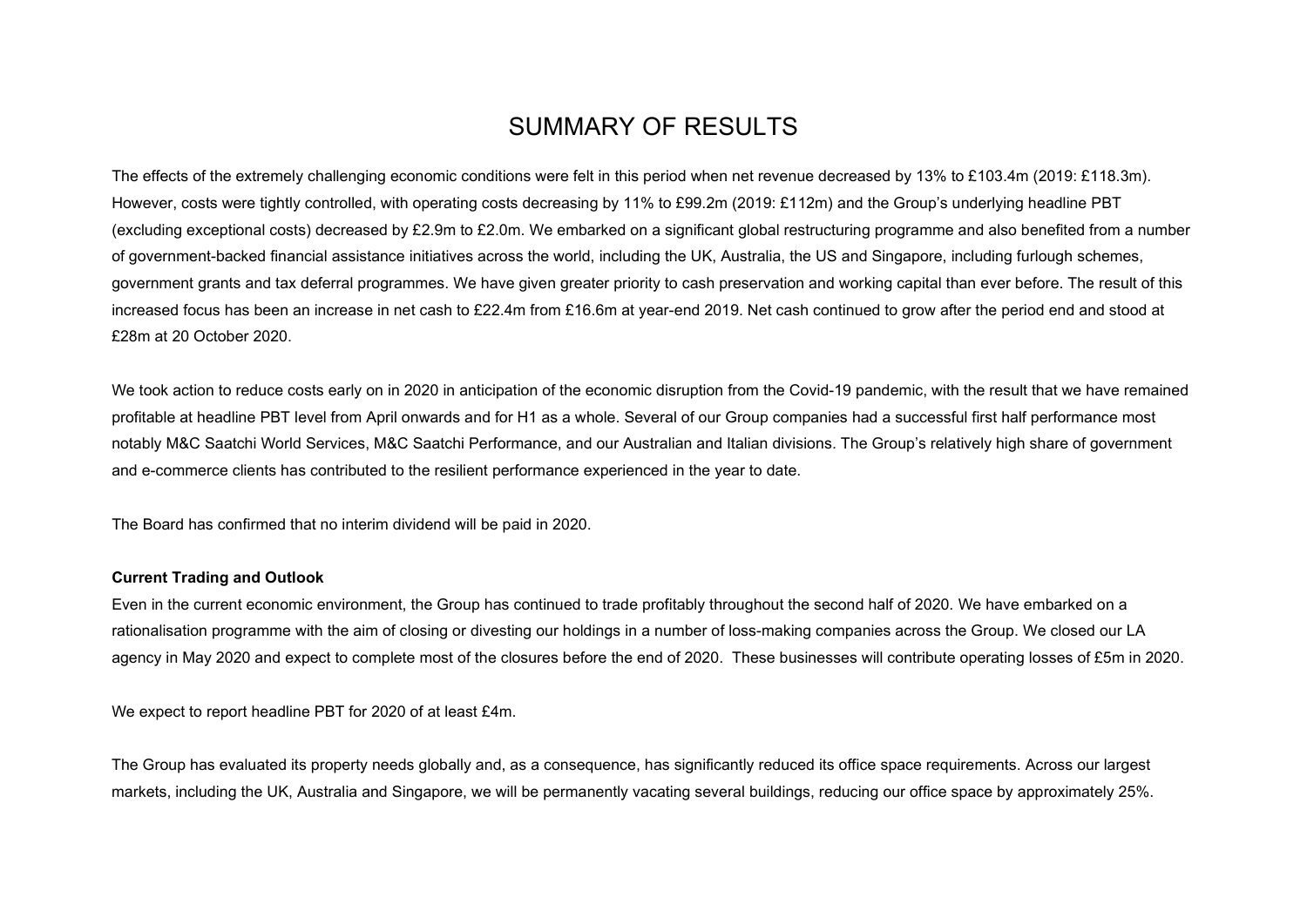# SUMMARY OF RESULTS

The effects of the extremely challenging economic conditions were felt in this period when net revenue decreased by 13% to £103.4m (2019: £118.3m). However, costs were tightly controlled, with operating costs decreasing by 11% to £99.2m (2019: £112m) and the Group's underlying headline PBT (excluding exceptional costs) decreased by £2.9m to £2.0m. We embarked on a significant global restructuring programme and also benefited from a number of government-backed financial assistance initiatives across the world, including the UK, Australia, the US and Singapore, including furlough schemes, government grants and tax deferral programmes. We have given greater priority to cash preservation and working capital than ever before. The result of this increased focus has been an increase in net cash to £22.4m from £16.6m at year-end 2019. Net cash continued to grow after the period end and stood at £28m at 20 October 2020.

We took action to reduce costs early on in 2020 in anticipation of the economic disruption from the Covid-19 pandemic, with the result that we have remained profitable at headline PBT level from April onwards and for H1 as a whole. Several of our Group companies had a successful first half performance most notably M&C Saatchi World Services, M&C Saatchi Performance, and our Australian and Italian divisions. The Group's relatively high share of government and e-commerce clients has contributed to the resilient performance experienced in the year to date.

The Board has confirmed that no interim dividend will be paid in 2020.

**Current Trading and Outlook**

Even in the current economic environment, the Group has continued to trade profitably throughout the second half of 2020. We have embarked on a rationalisation programme with the aim of closing or divesting our holdings in a number of loss-making companies across the Group. We closed our LA agency in May 2020 and expect to complete most of the closures before the end of 2020. These businesses will contribute operating losses of £5m in 2020.

We expect to report headline PBT for 2020 of at least £4m.

The Group has evaluated its property needs globally and, as a consequence, has significantly reduced its office space requirements. Across our largest markets, including the UK, Australia and Singapore, we will be permanently vacating several buildings, reducing our office space by approximately 25%.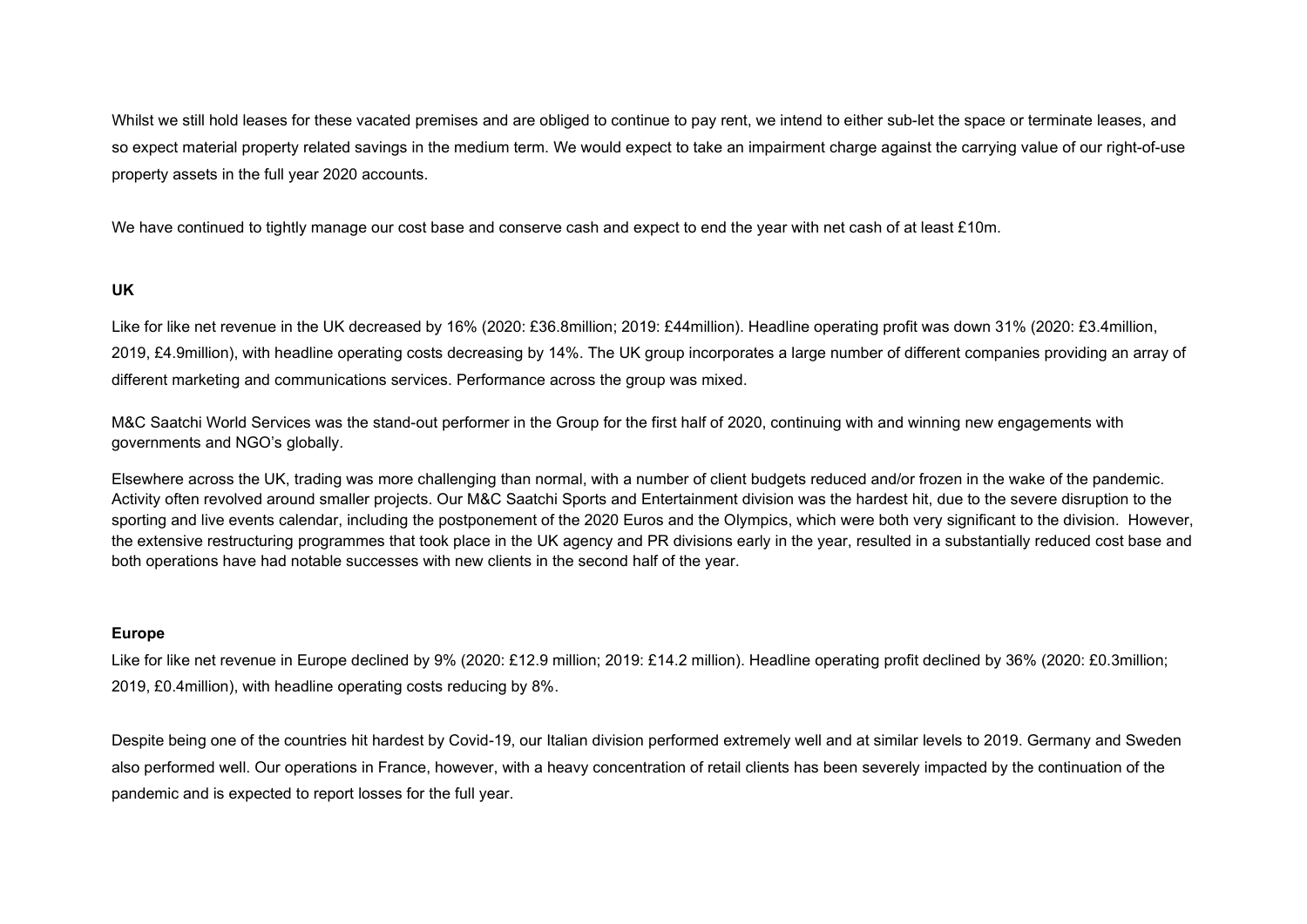Whilst we still hold leases for these vacated premises and are obliged to continue to pay rent, we intend to either sub-let the space or terminate leases, and so expect material property related savings in the medium term. We would expect to take an impairment charge against the carrying value of our right-of-use property assets in the full year 2020 accounts.

We have continued to tightly manage our cost base and conserve cash and expect to end the year with net cash of at least £10m.

**UK**

Like for like net revenue in the UK decreased by 16% (2020: £36.8million; 2019: £44million). Headline operating profit was down 31% (2020: £3.4million, 2019, £4.9million), with headline operating costs decreasing by 14%. The UK group incorporates a large number of different companies providing an array of different marketing and communications services. Performance across the group was mixed.

M&C Saatchi World Services was the stand-out performer in the Group for the first half of 2020, continuing with and winning new engagements with governments and NGO's globally.

Elsewhere across the UK, trading was more challenging than normal, with a number of client budgets reduced and/or frozen in the wake of the pandemic. Activity often revolved around smaller projects. Our M&C Saatchi Sports and Entertainment division was the hardest hit, due to the severe disruption to the sporting and live events calendar, including the postponement of the 2020 Euros and the Olympics, which were both very significant to the division. However, the extensive restructuring programmes that took place in the UK agency and PR divisions early in the year, resulted in a substantially reduced cost base and both operations have had notable successes with new clients in the second half of the year.

**Europe**

Like for like net revenue in Europe declined by 9% (2020: £12.9 million; 2019: £14.2 million). Headline operating profit declined by 36% (2020: £0.3million; 2019, £0.4million), with headline operating costs reducing by 8%.

Despite being one of the countries hit hardest by Covid-19, our Italian division performed extremely well and at similar levels to 2019. Germany and Sweden also performed well. Our operations in France, however, with a heavy concentration of retail clients has been severely impacted by the continuation of the pandemic and is expected to report losses for the full year.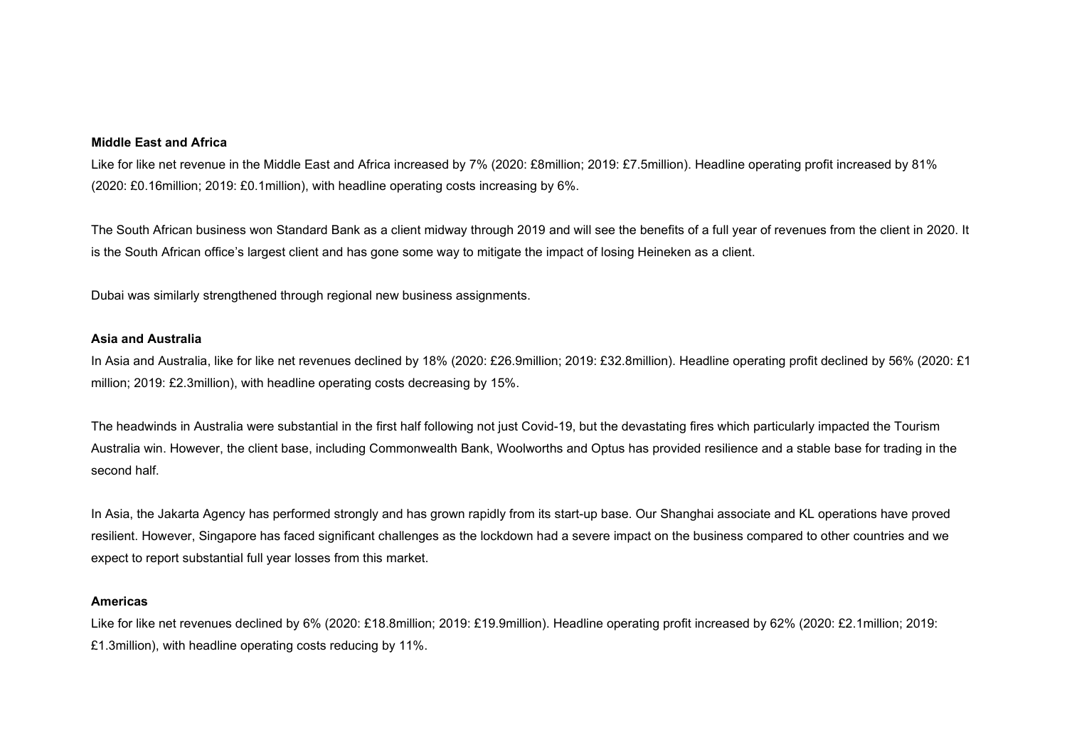**Middle East and Africa**

Like for like net revenue in the Middle East and Africa increased by 7% (2020: £8million; 2019: £7.5million). Headline operating profit increased by 81% (2020: £0.16million; 2019: £0.1million), with headline operating costs increasing by 6%.

The South African business won Standard Bank as a client midway through 2019 and will see the benefits of a full year of revenues from the client in 2020. It is the South African office's largest client and has gone some way to mitigate the impact of losing Heineken as a client.

Dubai was similarly strengthened through regional new business assignments.

**Asia and Australia**

In Asia and Australia, like for like net revenues declined by 18% (2020: £26.9million; 2019: £32.8million). Headline operating profit declined by 56% (2020: £1 million; 2019: £2.3million), with headline operating costs decreasing by 15%.

The headwinds in Australia were substantial in the first half following not just Covid-19, but the devastating fires which particularly impacted the Tourism Australia win. However, the client base, including Commonwealth Bank, Woolworths and Optus has provided resilience and a stable base for trading in the second half.

In Asia, the Jakarta Agency has performed strongly and has grown rapidly from its start-up base. Our Shanghai associate and KL operations have proved resilient. However, Singapore has faced significant challenges as the lockdown had a severe impact on the business compared to other countries and we expect to report substantial full year losses from this market.

**Americas**

Like for like net revenues declined by 6% (2020: £18.8million; 2019: £19.9million). Headline operating profit increased by 62% (2020: £2.1million; 2019: £1.3million), with headline operating costs reducing by 11%.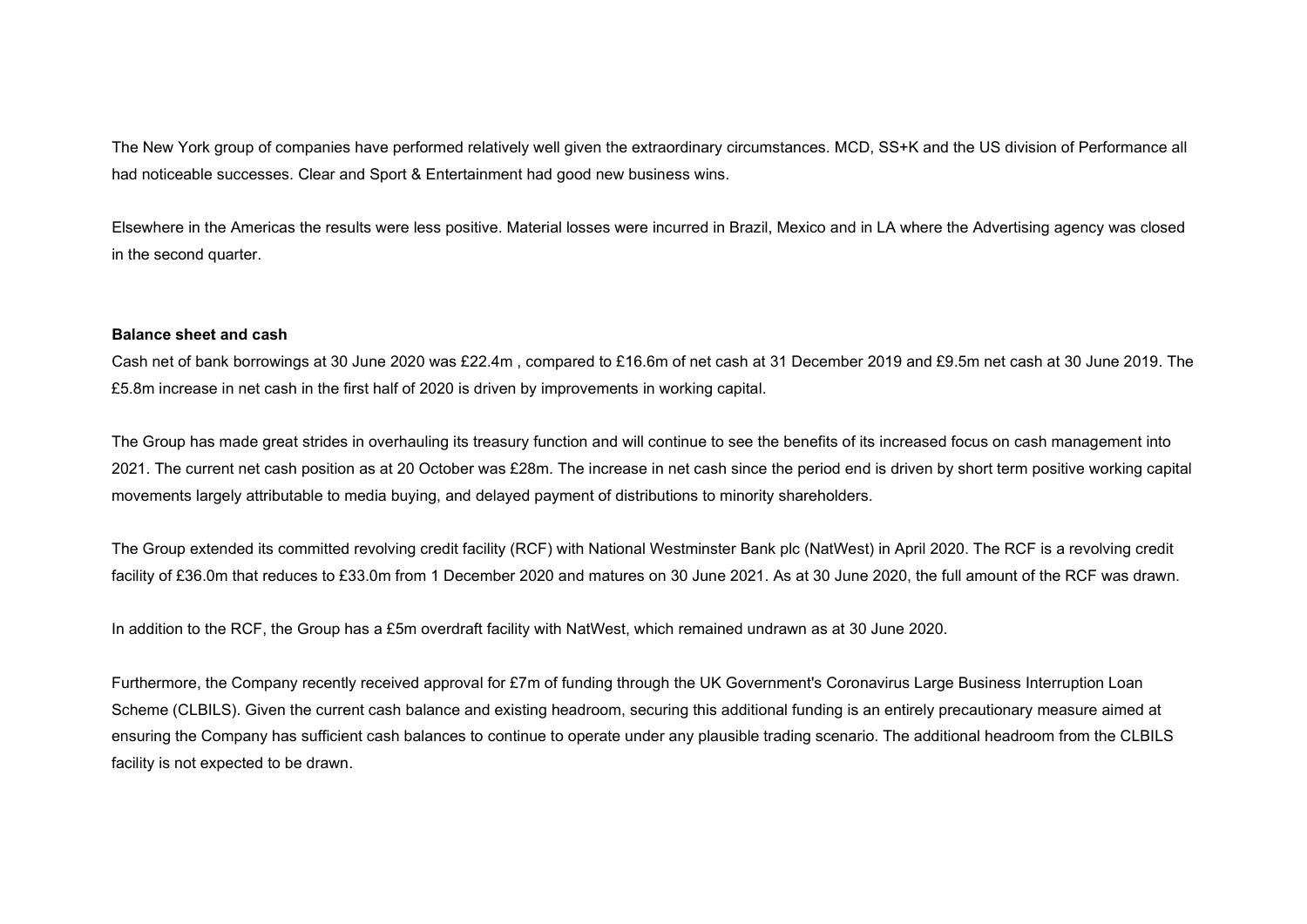The New York group of companies have performed relatively well given the extraordinary circumstances. MCD, SS+K and the US division of Performance all had noticeable successes. Clear and Sport & Entertainment had good new business wins.

Elsewhere in the Americas the results were less positive. Material losses were incurred in Brazil, Mexico and in LA where the Advertising agency was closed in the second quarter.

**Balance sheet and cash**

Cash net of bank borrowings at 30 June 2020 was £22.4m , compared to £16.6m of net cash at 31 December 2019 and £9.5m net cash at 30 June 2019. The £5.8m increase in net cash in the first half of 2020 is driven by improvements in working capital.

The Group has made great strides in overhauling its treasury function and will continue to see the benefits of its increased focus on cash management into 2021. The current net cash position as at 20 October was £28m. The increase in net cash since the period end is driven by short term positive working capital movements largely attributable to media buying, and delayed payment of distributions to minority shareholders.

The Group extended its committed revolving credit facility (RCF) with National Westminster Bank plc (NatWest) in April 2020. The RCF is a revolving credit facility of £36.0m that reduces to £33.0m from 1 December 2020 and matures on 30 June 2021. As at 30 June 2020, the full amount of the RCF was drawn.

In addition to the RCF, the Group has a £5m overdraft facility with NatWest, which remained undrawn as at 30 June 2020.

Furthermore, the Company recently received approval for £7m of funding through the UK Government's Coronavirus Large Business Interruption Loan Scheme (CLBILS). Given the current cash balance and existing headroom, securing this additional funding is an entirely precautionary measure aimed at ensuring the Company has sufficient cash balances to continue to operate under any plausible trading scenario. The additional headroom from the CLBILS facility is not expected to be drawn.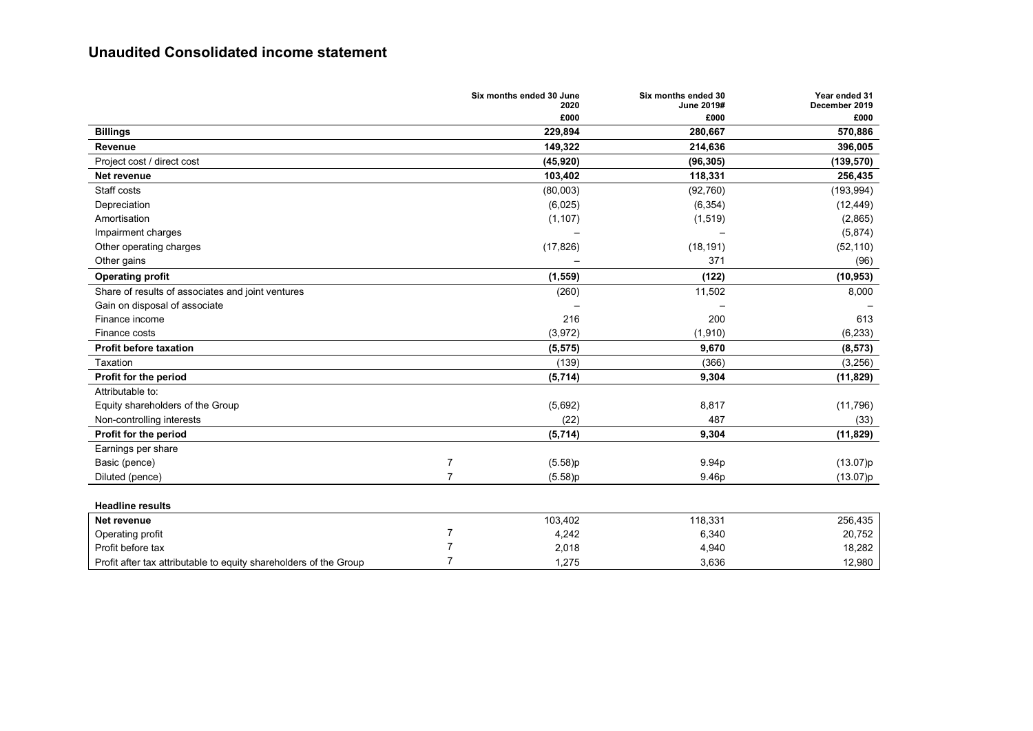# Unaudited Consolidated income statement

| | | Six months ended 30 June 2020 £000 | Six months ended 30 June 2019# £000 | Year ended 31 December 2019 £000 |
|---|---|---|---|---|
| **Billings** | | **229,894** | **280,667** | **570,886** |
| **Revenue** | | **149,322** | **214,636** | **396,005** |
| Project cost / direct cost | | **(45,920)** | **(96,305)** | **(139,570)** |
| **Net revenue** | | **103,402** | **118,331** | **256,435** |
| Staff costs | | (80,003) | (92,760) | (193,994) |
| Depreciation | | (6,025) | (6,354) | (12,449) |
| Amortisation | | (1,107) | (1,519) | (2,865) |
| Impairment charges | | – | – | (5,874) |
| Other operating charges | | (17,826) | (18,191) | (52,110) |
| Other gains | | – | 371 | (96) |
| **Operating profit** | | **(1,559)** | **(122)** | **(10,953)** |
| Share of results of associates and joint ventures | | (260) | 11,502 | 8,000 |
| Gain on disposal of associate | | – | – | – |
| Finance income | | 216 | 200 | 613 |
| Finance costs | | (3,972) | (1,910) | (6,233) |
| **Profit before taxation** | | **(5,575)** | **9,670** | **(8,573)** |
| Taxation | | (139) | (366) | (3,256) |
| **Profit for the period** | | **(5,714)** | **9,304** | **(11,829)** |
| Attributable to: | | | | |
| Equity shareholders of the Group | | (5,692) | 8,817 | (11,796) |
| Non-controlling interests | | (22) | 487 | (33) |
| **Profit for the period** | | **(5,714)** | **9,304** | **(11,829)** |
| Earnings per share | | | | |
| Basic (pence) | 7 | (5.58)p | 9.94p | (13.07)p |
| Diluted (pence) | 7 | (5.58)p | 9.46p | (13.07)p |

**Headline results**

| | | | | |
|---|---|---|---|---|
| **Net revenue** | | 103,402 | 118,331 | 256,435 |
| Operating profit | 7 | 4,242 | 6,340 | 20,752 |
| Profit before tax | 7 | 2,018 | 4,940 | 18,282 |
| Profit after tax attributable to equity shareholders of the Group | 7 | 1,275 | 3,636 | 12,980 |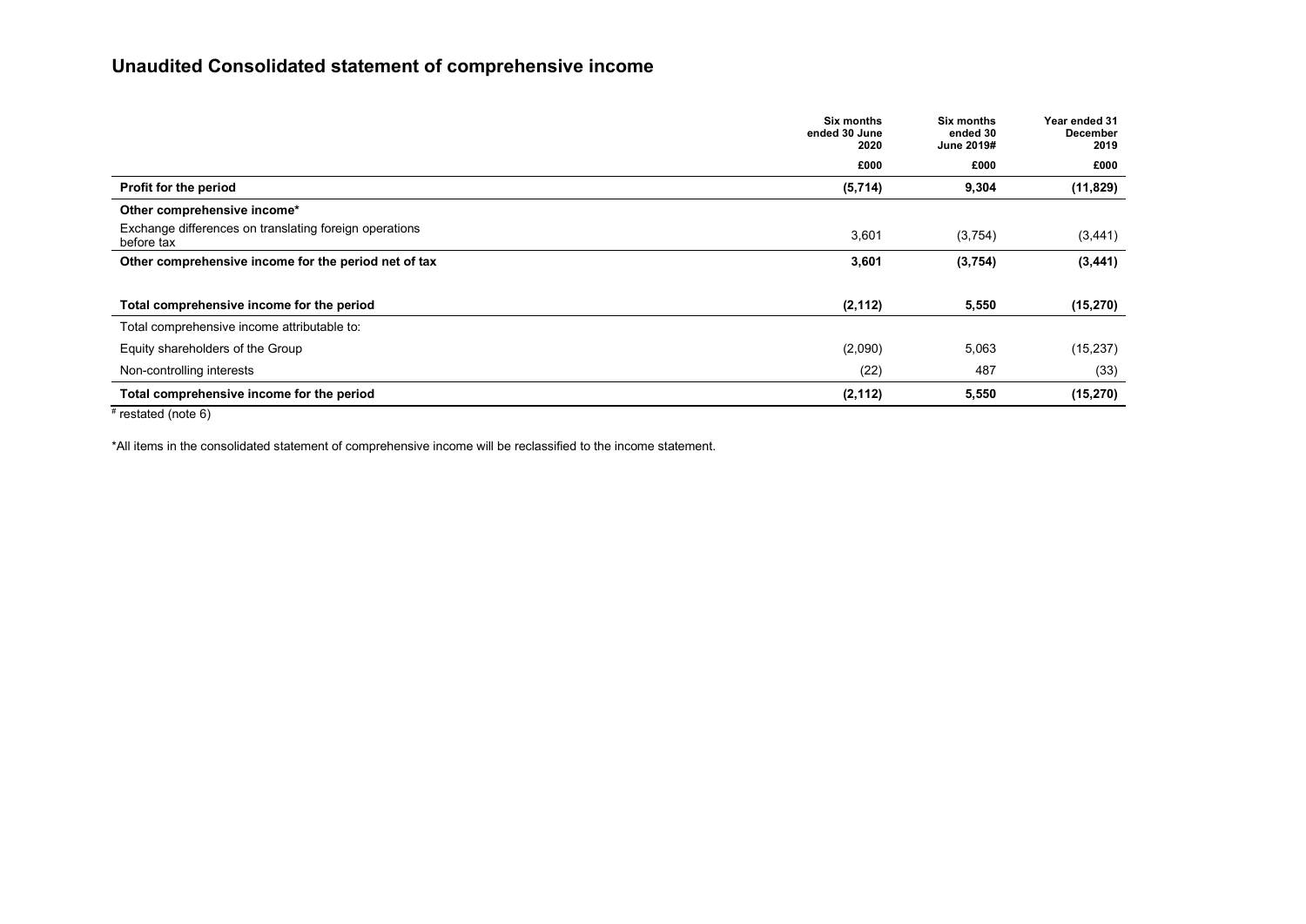## Unaudited Consolidated statement of comprehensive income

| | Six months ended 30 June 2020 | Six months ended 30 June 2019# | Year ended 31 December 2019 |
|---|---|---|---|
| | £000 | £000 | £000 |
| **Profit for the period** | **(5,714)** | **9,304** | **(11,829)** |
| **Other comprehensive income*** | | | |
| Exchange differences on translating foreign operations before tax | 3,601 | (3,754) | (3,441) |
| **Other comprehensive income for the period net of tax** | **3,601** | **(3,754)** | **(3,441)** |
| | | | |
| **Total comprehensive income for the period** | **(2,112)** | **5,550** | **(15,270)** |
| Total comprehensive income attributable to: | | | |
| Equity shareholders of the Group | (2,090) | 5,063 | (15,237) |
| Non-controlling interests | (22) | 487 | (33) |
| **Total comprehensive income for the period** | **(2,112)** | **5,550** | **(15,270)** |

# restated (note 6)

*All items in the consolidated statement of comprehensive income will be reclassified to the income statement.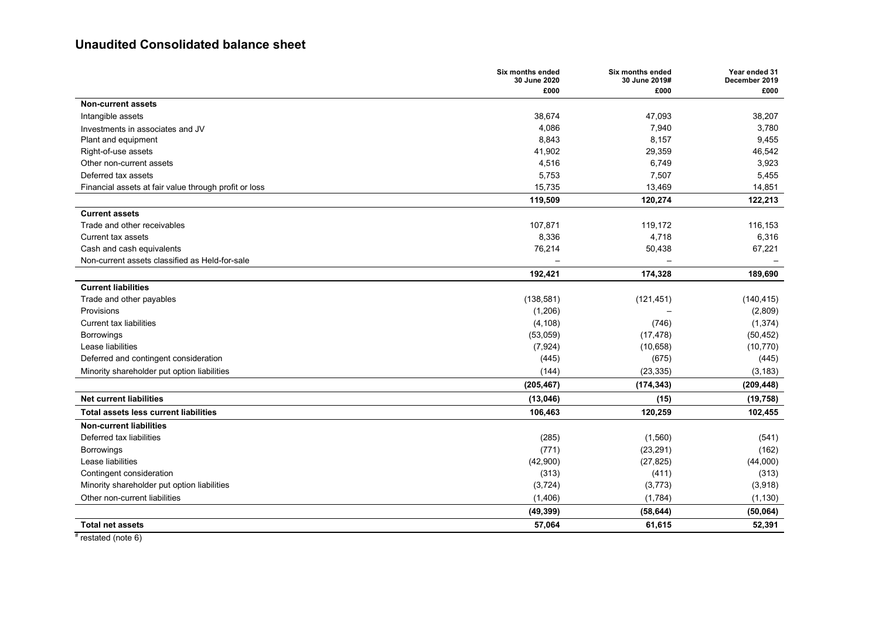## Unaudited Consolidated balance sheet

| | Six months ended 30 June 2020 £000 | Six months ended 30 June 2019# £000 | Year ended 31 December 2019 £000 |
|---|---|---|---|
| **Non-current assets** | | | |
| Intangible assets | 38,674 | 47,093 | 38,207 |
| Investments in associates and JV | 4,086 | 7,940 | 3,780 |
| Plant and equipment | 8,843 | 8,157 | 9,455 |
| Right-of-use assets | 41,902 | 29,359 | 46,542 |
| Other non-current assets | 4,516 | 6,749 | 3,923 |
| Deferred tax assets | 5,753 | 7,507 | 5,455 |
| Financial assets at fair value through profit or loss | 15,735 | 13,469 | 14,851 |
| | **119,509** | **120,274** | **122,213** |
| **Current assets** | | | |
| Trade and other receivables | 107,871 | 119,172 | 116,153 |
| Current tax assets | 8,336 | 4,718 | 6,316 |
| Cash and cash equivalents | 76,214 | 50,438 | 67,221 |
| Non-current assets classified as Held-for-sale | – | – | – |
| | **192,421** | **174,328** | **189,690** |
| **Current liabilities** | | | |
| Trade and other payables | (138,581) | (121,451) | (140,415) |
| Provisions | (1,206) | – | (2,809) |
| Current tax liabilities | (4,108) | (746) | (1,374) |
| Borrowings | (53,059) | (17,478) | (50,452) |
| Lease liabilities | (7,924) | (10,658) | (10,770) |
| Deferred and contingent consideration | (445) | (675) | (445) |
| Minority shareholder put option liabilities | (144) | (23,335) | (3,183) |
| | **(205,467)** | **(174,343)** | **(209,448)** |
| **Net current liabilities** | **(13,046)** | **(15)** | **(19,758)** |
| **Total assets less current liabilities** | **106,463** | **120,259** | **102,455** |
| **Non-current liabilities** | | | |
| Deferred tax liabilities | (285) | (1,560) | (541) |
| Borrowings | (771) | (23,291) | (162) |
| Lease liabilities | (42,900) | (27,825) | (44,000) |
| Contingent consideration | (313) | (411) | (313) |
| Minority shareholder put option liabilities | (3,724) | (3,773) | (3,918) |
| Other non-current liabilities | (1,406) | (1,784) | (1,130) |
| | **(49,399)** | **(58,644)** | **(50,064)** |
| **Total net assets** | **57,064** | **61,615** | **52,391** |

# restated (note 6)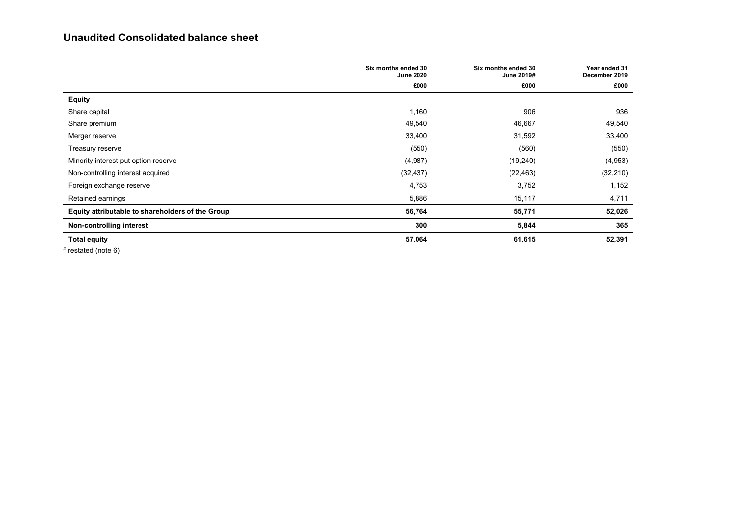## Unaudited Consolidated balance sheet

| | Six months ended 30 June 2020 | Six months ended 30 June 2019# | Year ended 31 December 2019 |
|---|---|---|---|
| | £000 | £000 | £000 |
| **Equity** | | | |
| Share capital | 1,160 | 906 | 936 |
| Share premium | 49,540 | 46,667 | 49,540 |
| Merger reserve | 33,400 | 31,592 | 33,400 |
| Treasury reserve | (550) | (560) | (550) |
| Minority interest put option reserve | (4,987) | (19,240) | (4,953) |
| Non-controlling interest acquired | (32,437) | (22,463) | (32,210) |
| Foreign exchange reserve | 4,753 | 3,752 | 1,152 |
| Retained earnings | 5,886 | 15,117 | 4,711 |
| **Equity attributable to shareholders of the Group** | **56,764** | **55,771** | **52,026** |
| **Non-controlling interest** | **300** | **5,844** | **365** |
| **Total equity** | **57,064** | **61,615** | **52,391** |

# restated (note 6)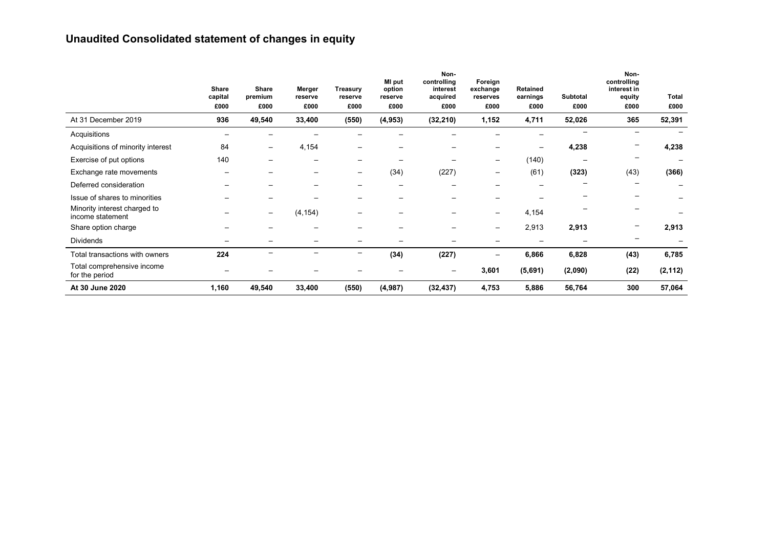# Unaudited Consolidated statement of changes in equity

| | Share capital £000 | Share premium £000 | Merger reserve £000 | Treasury reserve £000 | MI put option reserve £000 | Non-controlling interest acquired £000 | Foreign exchange reserves £000 | Retained earnings £000 | Subtotal £000 | Non-controlling interest in equity £000 | Total £000 |
|---|---|---|---|---|---|---|---|---|---|---|---|
| At 31 December 2019 | **936** | **49,540** | **33,400** | **(550)** | **(4,953)** | **(32,210)** | **1,152** | **4,711** | **52,026** | **365** | **52,391** |
| Acquisitions | – | – | – | – | – | – | – | – | – | – | – |
| Acquisitions of minority interest | 84 | – | 4,154 | – | – | – | – | – | **4,238** | – | **4,238** |
| Exercise of put options | 140 | – | – | – | – | – | – | (140) | – | – | – |
| Exchange rate movements | – | – | – | – | (34) | (227) | – | (61) | **(323)** | (43) | **(366)** |
| Deferred consideration | – | – | – | – | – | – | – | – | – | – | – |
| Issue of shares to minorities | – | – | – | – | – | – | – | – | – | – | – |
| Minority interest charged to income statement | – | – | (4,154) | – | – | – | – | 4,154 | – | – | – |
| Share option charge | – | – | – | – | – | – | – | 2,913 | **2,913** | – | **2,913** |
| Dividends | – | – | – | – | – | – | – | – | – | – | – |
| Total transactions with owners | **224** | – | – | – | **(34)** | **(227)** | – | **6,866** | **6,828** | **(43)** | **6,785** |
| Total comprehensive income for the period | – | – | – | – | – | – | **3,601** | **(5,691)** | **(2,090)** | **(22)** | **(2,112)** |
| **At 30 June 2020** | **1,160** | **49,540** | **33,400** | **(550)** | **(4,987)** | **(32,437)** | **4,753** | **5,886** | **56,764** | **300** | **57,064** |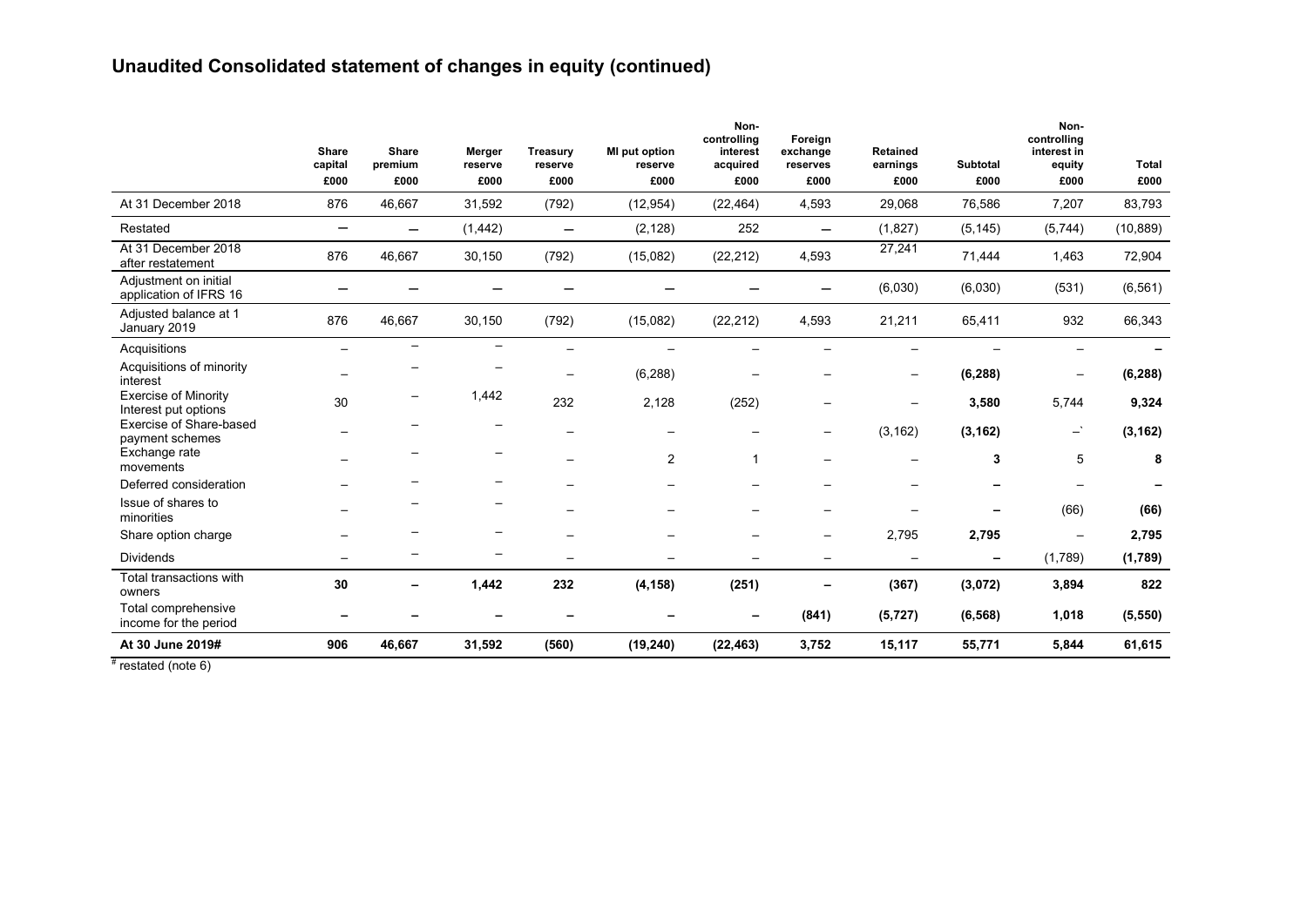## Unaudited Consolidated statement of changes in equity (continued)

| | Share capital £000 | Share premium £000 | Merger reserve £000 | Treasury reserve £000 | MI put option reserve £000 | Non-controlling interest acquired £000 | Foreign exchange reserves £000 | Retained earnings £000 | Subtotal £000 | Non-controlling interest in equity £000 | Total £000 |
|---|---|---|---|---|---|---|---|---|---|---|---|
| At 31 December 2018 | 876 | 46,667 | 31,592 | (792) | (12,954) | (22,464) | 4,593 | 29,068 | 76,586 | 7,207 | 83,793 |
| Restated | – | – | (1,442) | – | (2,128) | 252 | – | (1,827) | (5,145) | (5,744) | (10,889) |
| At 31 December 2018 after restatement | 876 | 46,667 | 30,150 | (792) | (15,082) | (22,212) | 4,593 | 27,241 | 71,444 | 1,463 | 72,904 |
| Adjustment on initial application of IFRS 16 | – | – | – | – | – | – | – | (6,030) | (6,030) | (531) | (6,561) |
| Adjusted balance at 1 January 2019 | 876 | 46,667 | 30,150 | (792) | (15,082) | (22,212) | 4,593 | 21,211 | 65,411 | 932 | 66,343 |
| Acquisitions | – | – | – | – | – | – | – | – | – | – | **–** |
| Acquisitions of minority interest | – | – | – | – | (6,288) | – | – | – | **(6,288)** | – | **(6,288)** |
| Exercise of Minority Interest put options | 30 | – | 1,442 | 232 | 2,128 | (252) | – | – | **3,580** | 5,744 | **9,324** |
| Exercise of Share-based payment schemes | – | – | – | – | – | – | – | (3,162) | **(3,162)** | –` | **(3,162)** |
| Exchange rate movements | – | – | – | – | 2 | 1 | – | – | **3** | 5 | **8** |
| Deferred consideration | – | – | – | – | – | – | – | – | **–** | – | **–** |
| Issue of shares to minorities | – | – | – | – | – | – | – | – | **–** | (66) | **(66)** |
| Share option charge | – | – | – | – | – | – | – | 2,795 | **2,795** | – | **2,795** |
| Dividends | – | – | – | – | – | – | – | – | **–** | (1,789) | **(1,789)** |
| Total transactions with owners | **30** | **–** | **1,442** | **232** | **(4,158)** | **(251)** | **–** | **(367)** | **(3,072)** | **3,894** | **822** |
| Total comprehensive income for the period | **–** | **–** | **–** | **–** | **–** | **–** | **(841)** | **(5,727)** | **(6,568)** | **1,018** | **(5,550)** |
| **At 30 June 2019#** | **906** | **46,667** | **31,592** | **(560)** | **(19,240)** | **(22,463)** | **3,752** | **15,117** | **55,771** | **5,844** | **61,615** |

# restated (note 6)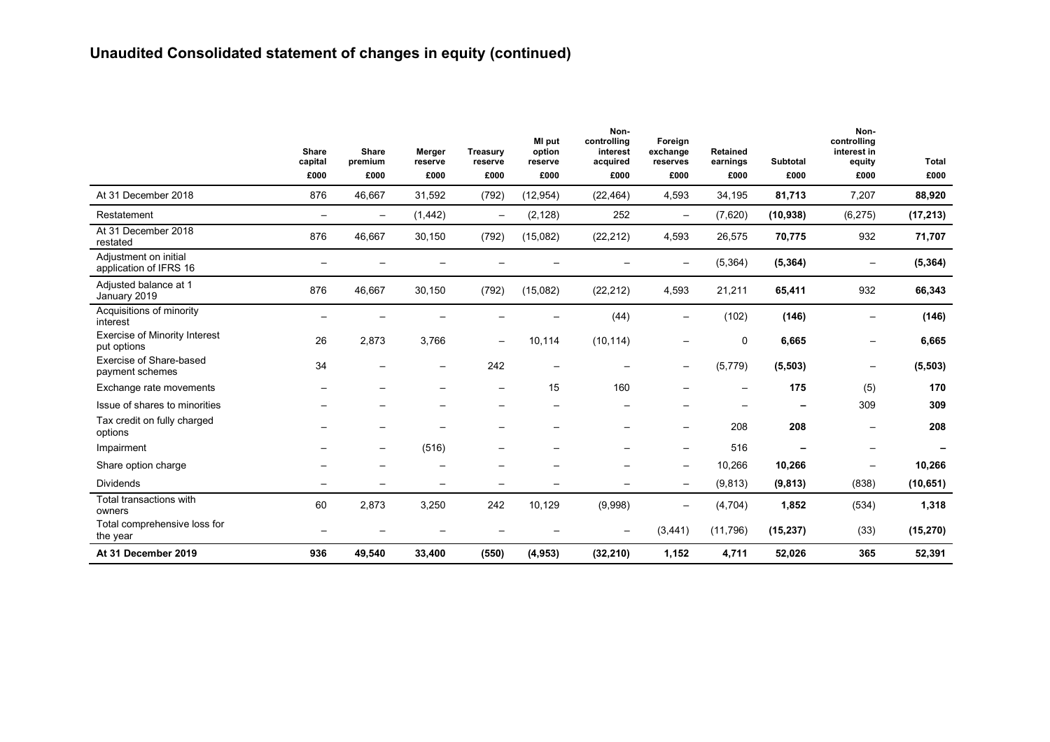## Unaudited Consolidated statement of changes in equity (continued)

| | Share capital | Share premium | Merger reserve | Treasury reserve | MI put option reserve | Non-controlling interest acquired | Foreign exchange reserves | Retained earnings | Subtotal | Non-controlling interest in equity | Total |
|---|---|---|---|---|---|---|---|---|---|---|---|
| | £000 | £000 | £000 | £000 | £000 | £000 | £000 | £000 | £000 | £000 | £000 |
| At 31 December 2018 | 876 | 46,667 | 31,592 | (792) | (12,954) | (22,464) | 4,593 | 34,195 | **81,713** | 7,207 | **88,920** |
| Restatement | – | – | (1,442) | – | (2,128) | 252 | – | (7,620) | **(10,938)** | (6,275) | **(17,213)** |
| At 31 December 2018 restated | 876 | 46,667 | 30,150 | (792) | (15,082) | (22,212) | 4,593 | 26,575 | **70,775** | 932 | **71,707** |
| Adjustment on initial application of IFRS 16 | – | – | – | – | – | – | – | (5,364) | **(5,364)** | – | **(5,364)** |
| Adjusted balance at 1 January 2019 | 876 | 46,667 | 30,150 | (792) | (15,082) | (22,212) | 4,593 | 21,211 | **65,411** | 932 | **66,343** |
| Acquisitions of minority interest | – | – | – | – | – | (44) | – | (102) | **(146)** | – | **(146)** |
| Exercise of Minority Interest put options | 26 | 2,873 | 3,766 | – | 10,114 | (10,114) | – | 0 | **6,665** | – | **6,665** |
| Exercise of Share-based payment schemes | 34 | – | – | 242 | – | – | – | (5,779) | **(5,503)** | – | **(5,503)** |
| Exchange rate movements | – | – | – | – | 15 | 160 | – | – | **175** | (5) | **170** |
| Issue of shares to minorities | – | – | – | – | – | – | – | – | **–** | 309 | **309** |
| Tax credit on fully charged options | – | – | – | – | – | – | – | 208 | **208** | – | **208** |
| Impairment | – | – | (516) | – | – | – | – | 516 | **–** | – | **–** |
| Share option charge | – | – | – | – | – | – | – | 10,266 | **10,266** | – | **10,266** |
| Dividends | – | – | – | – | – | – | – | (9,813) | **(9,813)** | (838) | **(10,651)** |
| Total transactions with owners | 60 | 2,873 | 3,250 | 242 | 10,129 | (9,998) | – | (4,704) | **1,852** | (534) | **1,318** |
| Total comprehensive loss for the year | – | – | – | – | – | – | (3,441) | (11,796) | **(15,237)** | (33) | **(15,270)** |
| **At 31 December 2019** | **936** | **49,540** | **33,400** | **(550)** | **(4,953)** | **(32,210)** | **1,152** | **4,711** | **52,026** | **365** | **52,391** |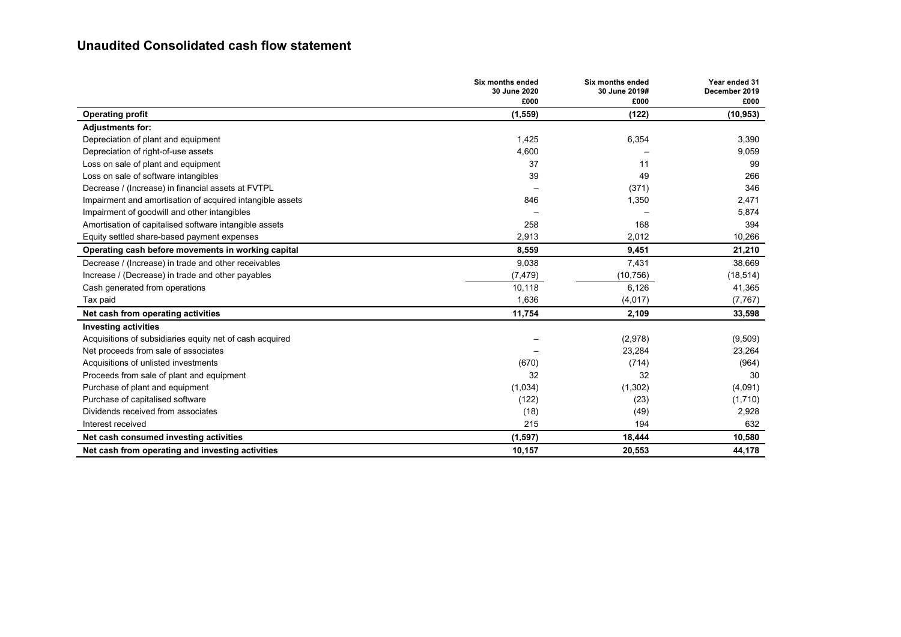## Unaudited Consolidated cash flow statement

| | Six months ended 30 June 2020 £000 | Six months ended 30 June 2019# £000 | Year ended 31 December 2019 £000 |
|---|---|---|---|
| **Operating profit** | **(1,559)** | **(122)** | **(10,953)** |
| **Adjustments for:** | | | |
| Depreciation of plant and equipment | 1,425 | 6,354 | 3,390 |
| Depreciation of right-of-use assets | 4,600 | – | 9,059 |
| Loss on sale of plant and equipment | 37 | 11 | 99 |
| Loss on sale of software intangibles | 39 | 49 | 266 |
| Decrease / (Increase) in financial assets at FVTPL | – | (371) | 346 |
| Impairment and amortisation of acquired intangible assets | 846 | 1,350 | 2,471 |
| Impairment of goodwill and other intangibles | – | – | 5,874 |
| Amortisation of capitalised software intangible assets | 258 | 168 | 394 |
| Equity settled share-based payment expenses | 2,913 | 2,012 | 10,266 |
| **Operating cash before movements in working capital** | **8,559** | **9,451** | **21,210** |
| Decrease / (Increase) in trade and other receivables | 9,038 | 7,431 | 38,669 |
| Increase / (Decrease) in trade and other payables | (7,479) | (10,756) | (18,514) |
| Cash generated from operations | 10,118 | 6,126 | 41,365 |
| Tax paid | 1,636 | (4,017) | (7,767) |
| **Net cash from operating activities** | **11,754** | **2,109** | **33,598** |
| **Investing activities** | | | |
| Acquisitions of subsidiaries equity net of cash acquired | – | (2,978) | (9,509) |
| Net proceeds from sale of associates | – | 23,284 | 23,264 |
| Acquisitions of unlisted investments | (670) | (714) | (964) |
| Proceeds from sale of plant and equipment | 32 | 32 | 30 |
| Purchase of plant and equipment | (1,034) | (1,302) | (4,091) |
| Purchase of capitalised software | (122) | (23) | (1,710) |
| Dividends received from associates | (18) | (49) | 2,928 |
| Interest received | 215 | 194 | 632 |
| **Net cash consumed investing activities** | **(1,597)** | **18,444** | **10,580** |
| **Net cash from operating and investing activities** | **10,157** | **20,553** | **44,178** |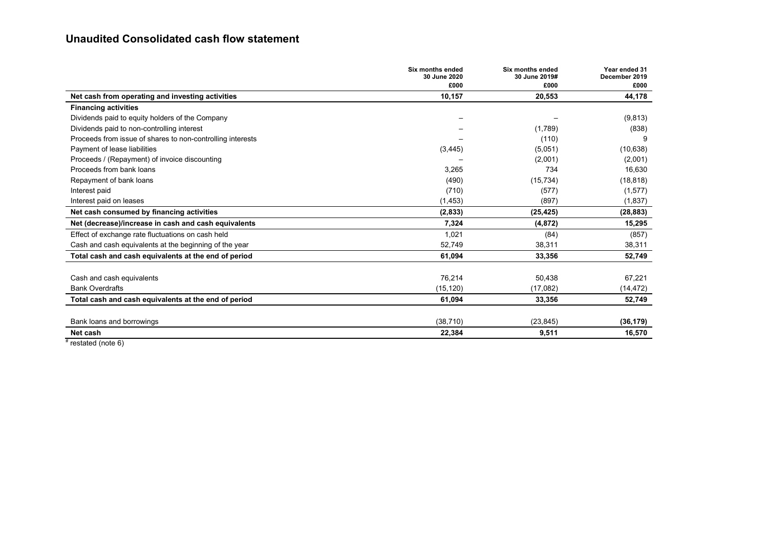## Unaudited Consolidated cash flow statement

| | Six months ended 30 June 2020 £000 | Six months ended 30 June 2019# £000 | Year ended 31 December 2019 £000 |
|---|---|---|---|
| **Net cash from operating and investing activities** | **10,157** | **20,553** | **44,178** |
| **Financing activities** | | | |
| Dividends paid to equity holders of the Company | – | – | (9,813) |
| Dividends paid to non-controlling interest | – | (1,789) | (838) |
| Proceeds from issue of shares to non-controlling interests | – | (110) | 9 |
| Payment of lease liabilities | (3,445) | (5,051) | (10,638) |
| Proceeds / (Repayment) of invoice discounting | – | (2,001) | (2,001) |
| Proceeds from bank loans | 3,265 | 734 | 16,630 |
| Repayment of bank loans | (490) | (15,734) | (18,818) |
| Interest paid | (710) | (577) | (1,577) |
| Interest paid on leases | (1,453) | (897) | (1,837) |
| **Net cash consumed by financing activities** | **(2,833)** | **(25,425)** | **(28,883)** |
| **Net (decrease)/increase in cash and cash equivalents** | **7,324** | **(4,872)** | **15,295** |
| Effect of exchange rate fluctuations on cash held | 1,021 | (84) | (857) |
| Cash and cash equivalents at the beginning of the year | 52,749 | 38,311 | 38,311 |
| **Total cash and cash equivalents at the end of period** | **61,094** | **33,356** | **52,749** |
| | | | |
| Cash and cash equivalents | 76,214 | 50,438 | 67,221 |
| Bank Overdrafts | (15,120) | (17,082) | (14,472) |
| **Total cash and cash equivalents at the end of period** | **61,094** | **33,356** | **52,749** |
| | | | |
| Bank loans and borrowings | (38,710) | (23,845) | **(36,179)** |
| **Net cash** | **22,384** | **9,511** | **16,570** |

# restated (note 6)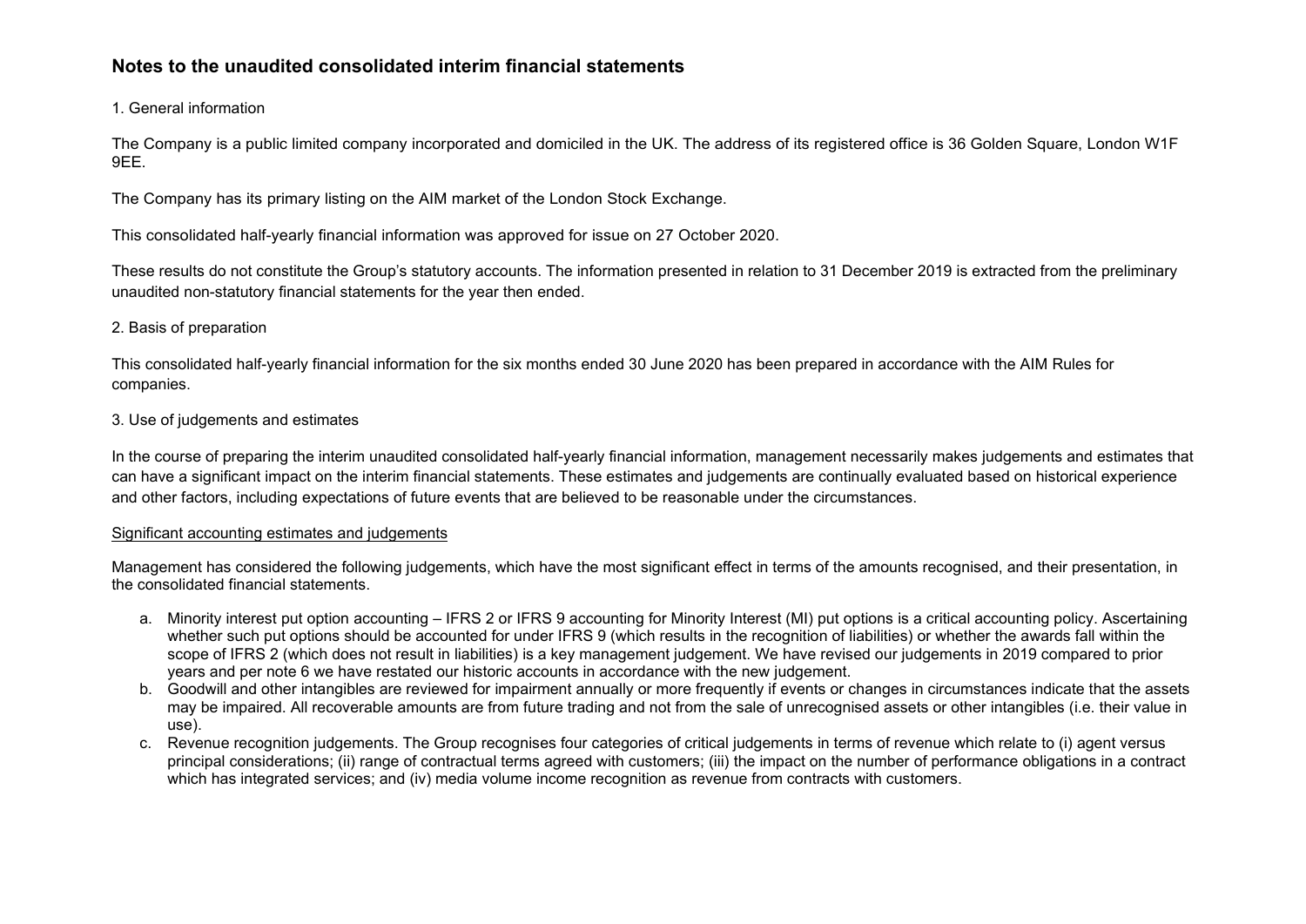## Notes to the unaudited consolidated interim financial statements

1. General information

The Company is a public limited company incorporated and domiciled in the UK. The address of its registered office is 36 Golden Square, London W1F 9EE.

The Company has its primary listing on the AIM market of the London Stock Exchange.

This consolidated half-yearly financial information was approved for issue on 27 October 2020.

These results do not constitute the Group's statutory accounts. The information presented in relation to 31 December 2019 is extracted from the preliminary unaudited non-statutory financial statements for the year then ended.

2. Basis of preparation

This consolidated half-yearly financial information for the six months ended 30 June 2020 has been prepared in accordance with the AIM Rules for companies.

3. Use of judgements and estimates

In the course of preparing the interim unaudited consolidated half-yearly financial information, management necessarily makes judgements and estimates that can have a significant impact on the interim financial statements. These estimates and judgements are continually evaluated based on historical experience and other factors, including expectations of future events that are believed to be reasonable under the circumstances.

Significant accounting estimates and judgements

Management has considered the following judgements, which have the most significant effect in terms of the amounts recognised, and their presentation, in the consolidated financial statements.

a. Minority interest put option accounting – IFRS 2 or IFRS 9 accounting for Minority Interest (MI) put options is a critical accounting policy. Ascertaining whether such put options should be accounted for under IFRS 9 (which results in the recognition of liabilities) or whether the awards fall within the scope of IFRS 2 (which does not result in liabilities) is a key management judgement. We have revised our judgements in 2019 compared to prior years and per note 6 we have restated our historic accounts in accordance with the new judgement.
b. Goodwill and other intangibles are reviewed for impairment annually or more frequently if events or changes in circumstances indicate that the assets may be impaired. All recoverable amounts are from future trading and not from the sale of unrecognised assets or other intangibles (i.e. their value in use).
c. Revenue recognition judgements. The Group recognises four categories of critical judgements in terms of revenue which relate to (i) agent versus principal considerations; (ii) range of contractual terms agreed with customers; (iii) the impact on the number of performance obligations in a contract which has integrated services; and (iv) media volume income recognition as revenue from contracts with customers.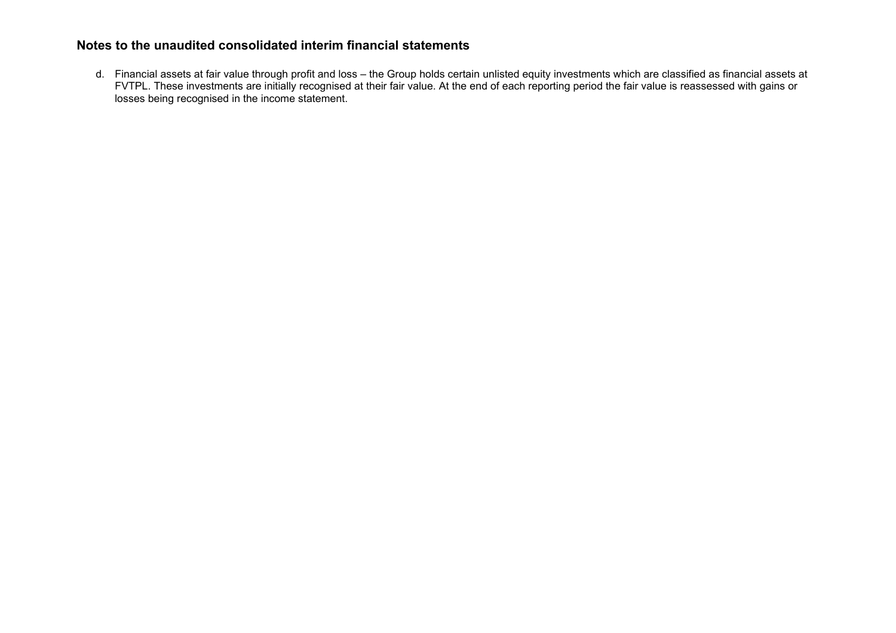**Notes to the unaudited consolidated interim financial statements**

d. Financial assets at fair value through profit and loss – the Group holds certain unlisted equity investments which are classified as financial assets at FVTPL. These investments are initially recognised at their fair value. At the end of each reporting period the fair value is reassessed with gains or losses being recognised in the income statement.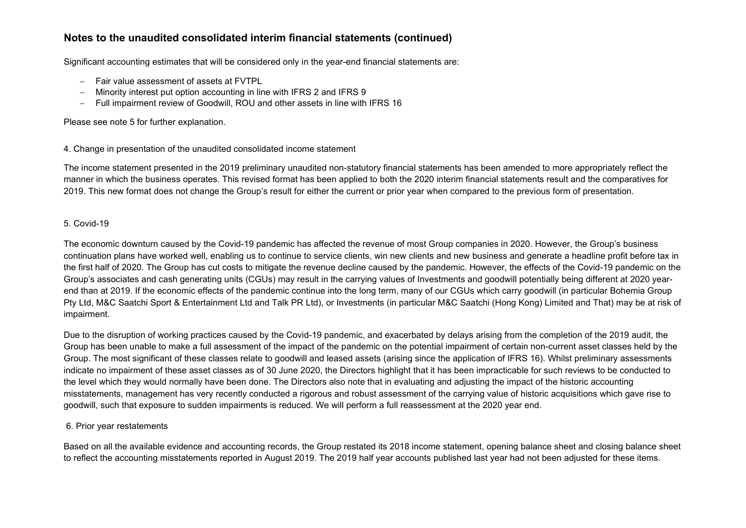## Notes to the unaudited consolidated interim financial statements (continued)

Significant accounting estimates that will be considered only in the year-end financial statements are:

- Fair value assessment of assets at FVTPL
- Minority interest put option accounting in line with IFRS 2 and IFRS 9
- Full impairment review of Goodwill, ROU and other assets in line with IFRS 16

Please see note 5 for further explanation.

4. Change in presentation of the unaudited consolidated income statement

The income statement presented in the 2019 preliminary unaudited non-statutory financial statements has been amended to more appropriately reflect the manner in which the business operates. This revised format has been applied to both the 2020 interim financial statements result and the comparatives for 2019. This new format does not change the Group's result for either the current or prior year when compared to the previous form of presentation.

5. Covid-19

The economic downturn caused by the Covid-19 pandemic has affected the revenue of most Group companies in 2020. However, the Group's business continuation plans have worked well, enabling us to continue to service clients, win new clients and new business and generate a headline profit before tax in the first half of 2020. The Group has cut costs to mitigate the revenue decline caused by the pandemic. However, the effects of the Covid-19 pandemic on the Group's associates and cash generating units (CGUs) may result in the carrying values of Investments and goodwill potentially being different at 2020 year-end than at 2019. If the economic effects of the pandemic continue into the long term, many of our CGUs which carry goodwill (in particular Bohemia Group Pty Ltd, M&C Saatchi Sport & Entertainment Ltd and Talk PR Ltd), or Investments (in particular M&C Saatchi (Hong Kong) Limited and That) may be at risk of impairment.

Due to the disruption of working practices caused by the Covid-19 pandemic, and exacerbated by delays arising from the completion of the 2019 audit, the Group has been unable to make a full assessment of the impact of the pandemic on the potential impairment of certain non-current asset classes held by the Group. The most significant of these classes relate to goodwill and leased assets (arising since the application of IFRS 16). Whilst preliminary assessments indicate no impairment of these asset classes as of 30 June 2020, the Directors highlight that it has been impracticable for such reviews to be conducted to the level which they would normally have been done. The Directors also note that in evaluating and adjusting the impact of the historic accounting misstatements, management has very recently conducted a rigorous and robust assessment of the carrying value of historic acquisitions which gave rise to goodwill, such that exposure to sudden impairments is reduced. We will perform a full reassessment at the 2020 year end.

6. Prior year restatements

Based on all the available evidence and accounting records, the Group restated its 2018 income statement, opening balance sheet and closing balance sheet to reflect the accounting misstatements reported in August 2019. The 2019 half year accounts published last year had not been adjusted for these items.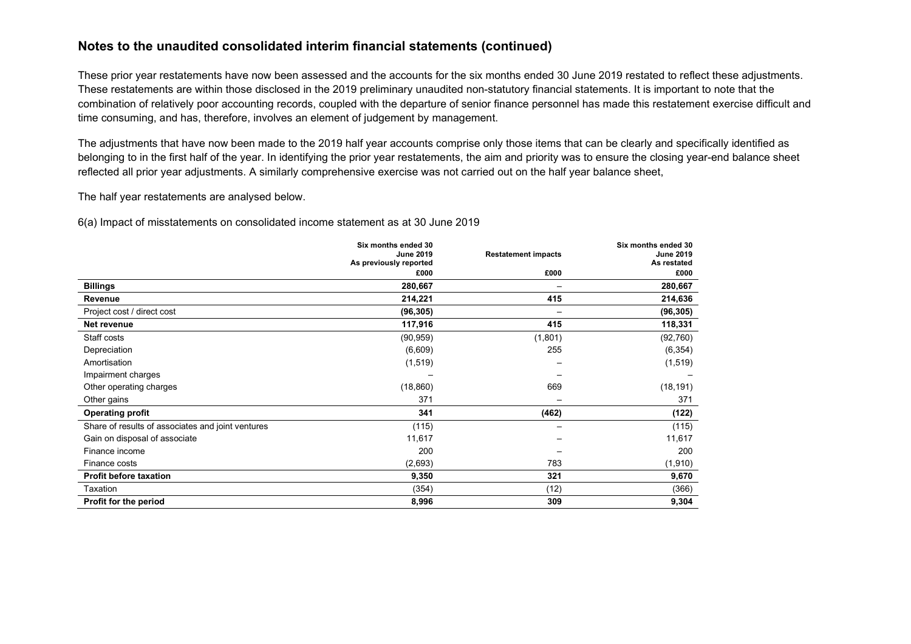## Notes to the unaudited consolidated interim financial statements (continued)

These prior year restatements have now been assessed and the accounts for the six months ended 30 June 2019 restated to reflect these adjustments. These restatements are within those disclosed in the 2019 preliminary unaudited non-statutory financial statements. It is important to note that the combination of relatively poor accounting records, coupled with the departure of senior finance personnel has made this restatement exercise difficult and time consuming, and has, therefore, involves an element of judgement by management.

The adjustments that have now been made to the 2019 half year accounts comprise only those items that can be clearly and specifically identified as belonging to in the first half of the year. In identifying the prior year restatements, the aim and priority was to ensure the closing year-end balance sheet reflected all prior year adjustments. A similarly comprehensive exercise was not carried out on the half year balance sheet,

The half year restatements are analysed below.

6(a) Impact of misstatements on consolidated income statement as at 30 June 2019

| | Six months ended 30 June 2019 As previously reported £000 | Restatement impacts £000 | Six months ended 30 June 2019 As restated £000 |
|---|---|---|---|
| **Billings** | **280,667** | – | **280,667** |
| **Revenue** | **214,221** | **415** | **214,636** |
| Project cost / direct cost | **(96,305)** | – | **(96,305)** |
| **Net revenue** | **117,916** | **415** | **118,331** |
| Staff costs | (90,959) | (1,801) | (92,760) |
| Depreciation | (6,609) | 255 | (6,354) |
| Amortisation | (1,519) | – | (1,519) |
| Impairment charges | – | – | – |
| Other operating charges | (18,860) | 669 | (18,191) |
| Other gains | 371 | – | 371 |
| **Operating profit** | **341** | **(462)** | **(122)** |
| Share of results of associates and joint ventures | (115) | – | (115) |
| Gain on disposal of associate | 11,617 | – | 11,617 |
| Finance income | 200 | – | 200 |
| Finance costs | (2,693) | 783 | (1,910) |
| **Profit before taxation** | **9,350** | **321** | **9,670** |
| Taxation | (354) | (12) | (366) |
| **Profit for the period** | **8,996** | **309** | **9,304** |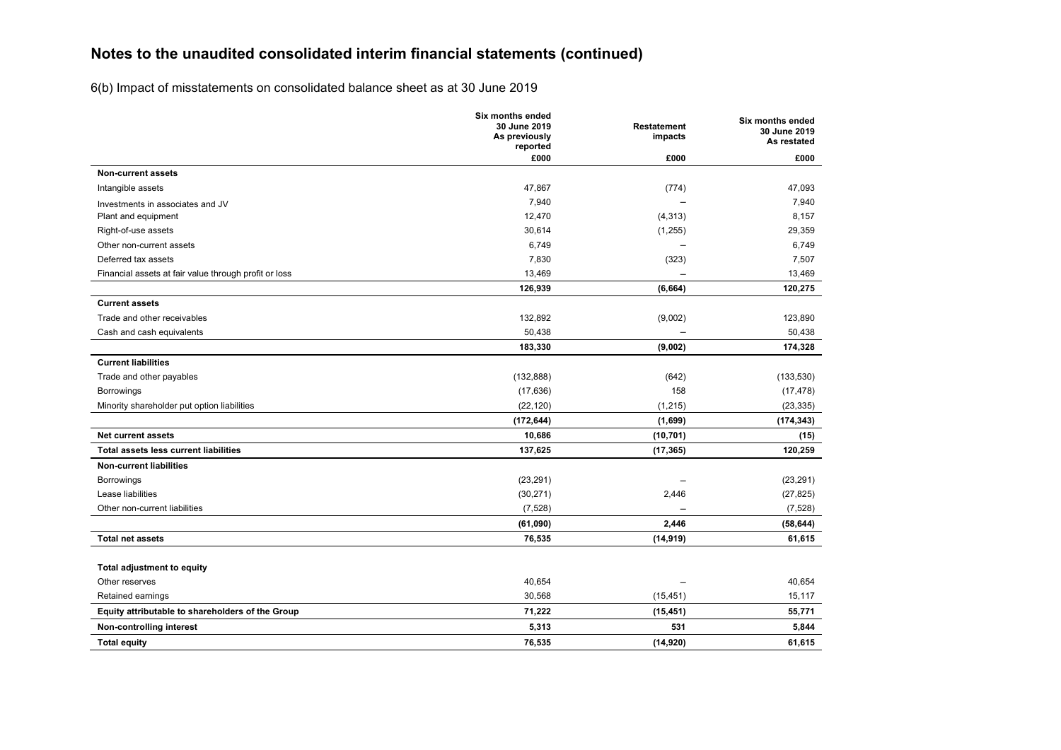# Notes to the unaudited consolidated interim financial statements (continued)

6(b) Impact of misstatements on consolidated balance sheet as at 30 June 2019

| | Six months ended 30 June 2019 As previously reported | Restatement impacts | Six months ended 30 June 2019 As restated |
|---|---|---|---|
| | £000 | £000 | £000 |
| **Non-current assets** | | | |
| Intangible assets | 47,867 | (774) | 47,093 |
| Investments in associates and JV | 7,940 | – | 7,940 |
| Plant and equipment | 12,470 | (4,313) | 8,157 |
| Right-of-use assets | 30,614 | (1,255) | 29,359 |
| Other non-current assets | 6,749 | – | 6,749 |
| Deferred tax assets | 7,830 | (323) | 7,507 |
| Financial assets at fair value through profit or loss | 13,469 | – | 13,469 |
| | **126,939** | **(6,664)** | **120,275** |
| **Current assets** | | | |
| Trade and other receivables | 132,892 | (9,002) | 123,890 |
| Cash and cash equivalents | 50,438 | – | 50,438 |
| | **183,330** | **(9,002)** | **174,328** |
| **Current liabilities** | | | |
| Trade and other payables | (132,888) | (642) | (133,530) |
| Borrowings | (17,636) | 158 | (17,478) |
| Minority shareholder put option liabilities | (22,120) | (1,215) | (23,335) |
| | **(172,644)** | **(1,699)** | **(174,343)** |
| **Net current assets** | **10,686** | **(10,701)** | **(15)** |
| **Total assets less current liabilities** | **137,625** | **(17,365)** | **120,259** |
| **Non-current liabilities** | | | |
| Borrowings | (23,291) | – | (23,291) |
| Lease liabilities | (30,271) | 2,446 | (27,825) |
| Other non-current liabilities | (7,528) | – | (7,528) |
| | **(61,090)** | **2,446** | **(58,644)** |
| **Total net assets** | **76,535** | **(14,919)** | **61,615** |
| | | | |
| **Total adjustment to equity** | | | |
| Other reserves | 40,654 | – | 40,654 |
| Retained earnings | 30,568 | (15,451) | 15,117 |
| **Equity attributable to shareholders of the Group** | **71,222** | **(15,451)** | **55,771** |
| **Non-controlling interest** | **5,313** | **531** | **5,844** |
| **Total equity** | **76,535** | **(14,920)** | **61,615** |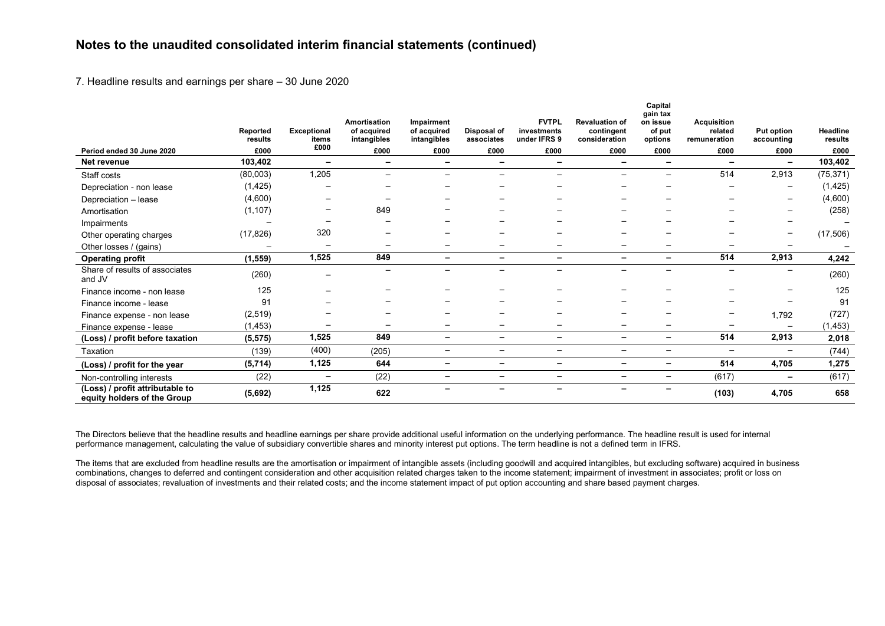## Notes to the unaudited consolidated interim financial statements (continued)

7. Headline results and earnings per share – 30 June 2020

| Period ended 30 June 2020 | Reported results £000 | Exceptional items £000 | Amortisation of acquired intangibles £000 | Impairment of acquired intangibles £000 | Disposal of associates £000 | FVTPL investments under IFRS 9 £000 | Revaluation of contingent consideration £000 | Capital gain tax on issue of put options £000 | Acquisition related remuneration £000 | Put option accounting £000 | Headline results £000 |
|---|---|---|---|---|---|---|---|---|---|---|---|
| **Net revenue** | **103,402** | **–** | **–** | **–** | **–** | **–** | **–** | **–** | **–** | **–** | **103,402** |
| Staff costs | (80,003) | 1,205 | – | – | – | – | – | – | 514 | 2,913 | (75,371) |
| Depreciation - non lease | (1,425) | – | – | – | – | – | – | – | – | – | (1,425) |
| Depreciation – lease | (4,600) | – | – | – | – | – | – | – | – | – | (4,600) |
| Amortisation | (1,107) | – | 849 | – | – | – | – | – | – | – | (258) |
| Impairments | – | – | – | – | – | – | – | – | – | – | – |
| Other operating charges | (17,826) | 320 | – | – | – | – | – | – | – | – | (17,506) |
| Other losses / (gains) | – | – | – | – | – | – | – | – | – | – | – |
| **Operating profit** | **(1,559)** | **1,525** | **849** | **–** | **–** | **–** | **–** | **–** | **514** | **2,913** | **4,242** |
| Share of results of associates and JV | (260) | – | – | – | – | – | – | – | – | – | (260) |
| Finance income - non lease | 125 | – | – | – | – | – | – | – | – | – | 125 |
| Finance income - lease | 91 | – | – | – | – | – | – | – | – | – | 91 |
| Finance expense - non lease | (2,519) | – | – | – | – | – | – | – | – | 1,792 | (727) |
| Finance expense - lease | (1,453) | – | – | – | – | – | – | – | – | – | (1,453) |
| **(Loss) / profit before taxation** | **(5,575)** | **1,525** | **849** | **–** | **–** | **–** | **–** | **–** | **514** | **2,913** | **2,018** |
| Taxation | (139) | (400) | (205) | – | – | – | – | – | – | – | (744) |
| **(Loss) / profit for the year** | **(5,714)** | **1,125** | **644** | **–** | **–** | **–** | **–** | **–** | **514** | **4,705** | **1,275** |
| Non-controlling interests | (22) | – | (22) | – | – | – | – | – | (617) | – | (617) |
| **(Loss) / profit attributable to equity holders of the Group** | **(5,692)** | **1,125** | **622** | **–** | **–** | **–** | **–** | **–** | **(103)** | **4,705** | **658** |

The Directors believe that the headline results and headline earnings per share provide additional useful information on the underlying performance. The headline result is used for internal performance management, calculating the value of subsidiary convertible shares and minority interest put options. The term headline is not a defined term in IFRS.

The items that are excluded from headline results are the amortisation or impairment of intangible assets (including goodwill and acquired intangibles, but excluding software) acquired in business combinations, changes to deferred and contingent consideration and other acquisition related charges taken to the income statement; impairment of investment in associates; profit or loss on disposal of associates; revaluation of investments and their related costs; and the income statement impact of put option accounting and share based payment charges.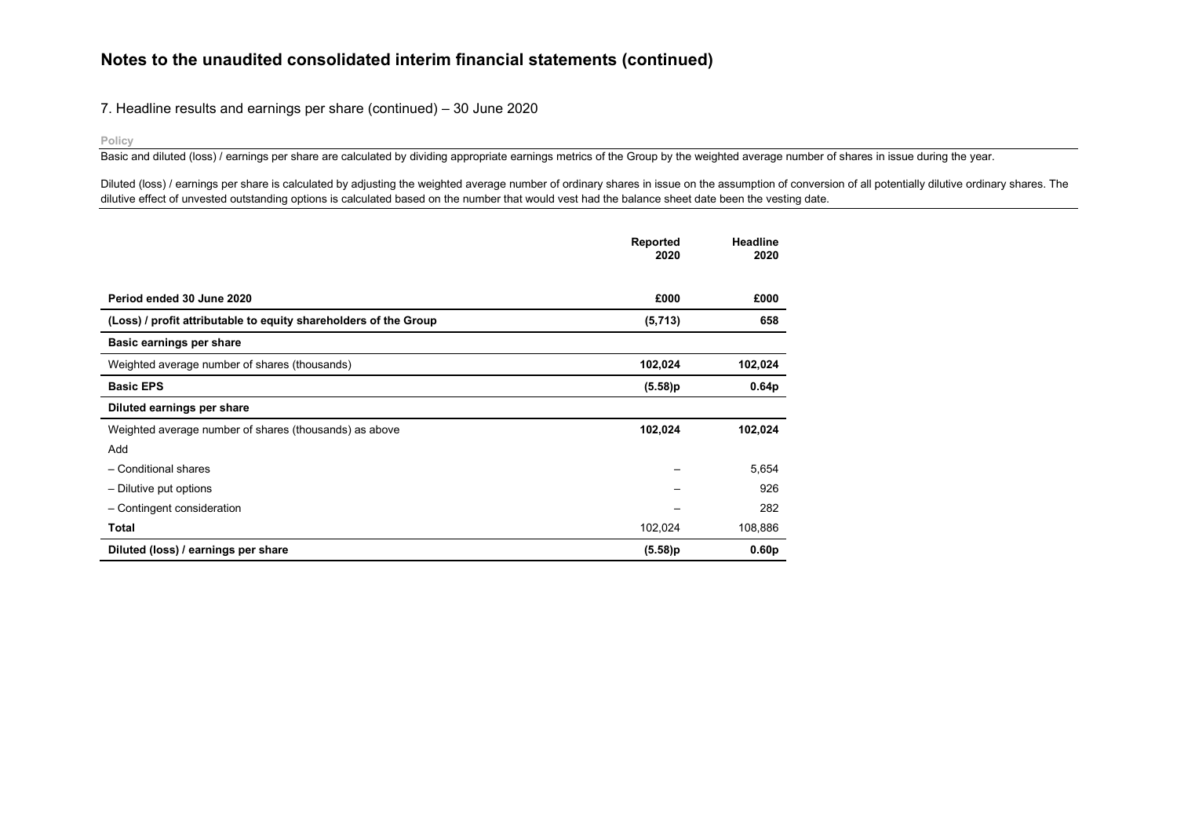# Notes to the unaudited consolidated interim financial statements (continued)

## 7. Headline results and earnings per share (continued) – 30 June 2020

**Policy**

Basic and diluted (loss) / earnings per share are calculated by dividing appropriate earnings metrics of the Group by the weighted average number of shares in issue during the year.

Diluted (loss) / earnings per share is calculated by adjusting the weighted average number of ordinary shares in issue on the assumption of conversion of all potentially dilutive ordinary shares. The dilutive effect of unvested outstanding options is calculated based on the number that would vest had the balance sheet date been the vesting date.

| | **Reported 2020** | **Headline 2020** |
|---|---|---|
| **Period ended 30 June 2020** | **£000** | **£000** |
| **(Loss) / profit attributable to equity shareholders of the Group** | **(5,713)** | **658** |
| **Basic earnings per share** | | |
| Weighted average number of shares (thousands) | **102,024** | **102,024** |
| **Basic EPS** | **(5.58)p** | **0.64p** |
| **Diluted earnings per share** | | |
| Weighted average number of shares (thousands) as above | **102,024** | **102,024** |
| Add | | |
| – Conditional shares | – | 5,654 |
| – Dilutive put options | – | 926 |
| – Contingent consideration | – | 282 |
| **Total** | 102,024 | 108,886 |
| **Diluted (loss) / earnings per share** | **(5.58)p** | **0.60p** |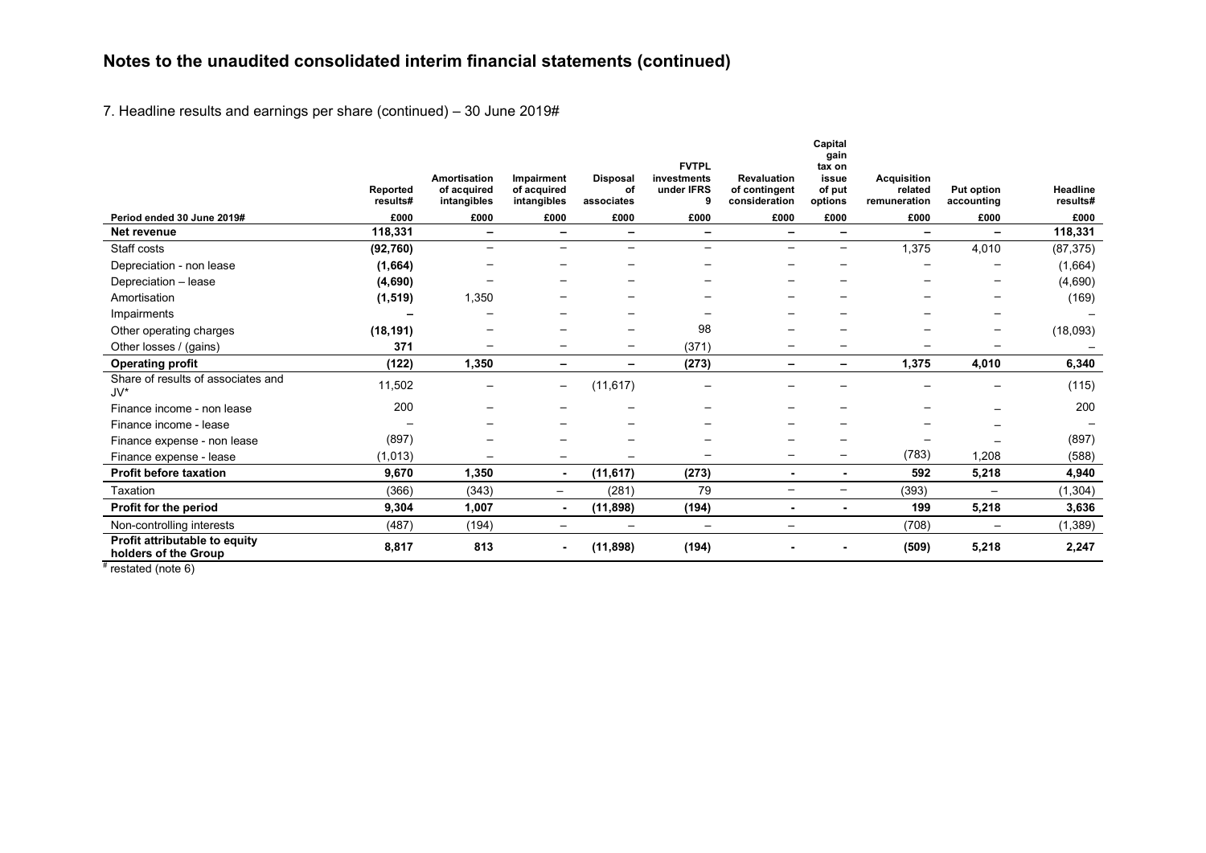## Notes to the unaudited consolidated interim financial statements (continued)

7. Headline results and earnings per share (continued) – 30 June 2019#

| Period ended 30 June 2019# | Reported results# | Amortisation of acquired intangibles | Impairment of acquired intangibles | Disposal of associates | FVTPL investments under IFRS 9 | Revaluation of contingent consideration | Capital gain tax on issue of put options | Acquisition related remuneration | Put option accounting | Headline results# |
|---|---|---|---|---|---|---|---|---|---|---|
| | £000 | £000 | £000 | £000 | £000 | £000 | £000 | £000 | £000 | £000 |
| **Net revenue** | **118,331** | **–** | **–** | **–** | **–** | **–** | **–** | **–** | **–** | **118,331** |
| Staff costs | **(92,760)** | – | – | – | – | – | – | 1,375 | 4,010 | (87,375) |
| Depreciation - non lease | **(1,664)** | – | – | – | – | – | – | – | – | (1,664) |
| Depreciation – lease | **(4,690)** | – | – | – | – | – | – | – | – | (4,690) |
| Amortisation | **(1,519)** | 1,350 | – | – | – | – | – | – | – | (169) |
| Impairments | **–** | – | – | – | – | – | – | – | – | – |
| Other operating charges | **(18,191)** | – | – | – | 98 | – | – | – | – | (18,093) |
| Other losses / (gains) | **371** | – | – | – | (371) | – | – | – | – | – |
| **Operating profit** | **(122)** | **1,350** | **–** | **–** | **(273)** | **–** | **–** | **1,375** | **4,010** | **6,340** |
| Share of results of associates and JV* | 11,502 | – | – | (11,617) | – | – | – | – | – | (115) |
| Finance income - non lease | 200 | – | – | – | – | – | – | – | – | 200 |
| Finance income - lease | – | – | – | – | – | – | – | – | – | – |
| Finance expense - non lease | (897) | – | – | – | – | – | – | – | – | (897) |
| Finance expense - lease | (1,013) | – | – | – | – | – | – | (783) | 1,208 | (588) |
| **Profit before taxation** | **9,670** | **1,350** | **-** | **(11,617)** | **(273)** | **-** | **-** | **592** | **5,218** | **4,940** |
| Taxation | (366) | (343) | – | (281) | 79 | – | – | (393) | – | (1,304) |
| **Profit for the period** | **9,304** | **1,007** | **-** | **(11,898)** | **(194)** | **-** | **-** | **199** | **5,218** | **3,636** |
| Non-controlling interests | (487) | (194) | – | – | – | – | | (708) | – | (1,389) |
| **Profit attributable to equity holders of the Group** | **8,817** | **813** | **-** | **(11,898)** | **(194)** | **-** | **-** | **(509)** | **5,218** | **2,247** |

# restated (note 6)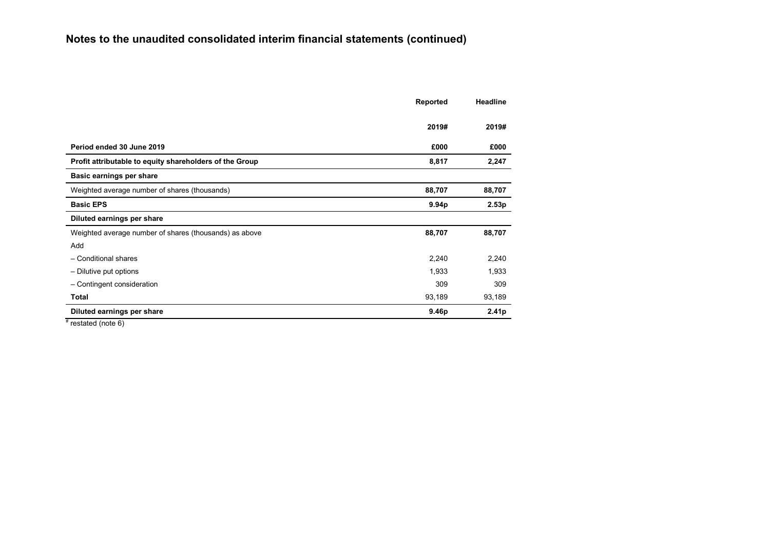## Notes to the unaudited consolidated interim financial statements (continued)

| | Reported | Headline |
|---|---|---|
| | **2019#** | **2019#** |
| **Period ended 30 June 2019** | **£000** | **£000** |
| **Profit attributable to equity shareholders of the Group** | **8,817** | **2,247** |
| **Basic earnings per share** | | |
| Weighted average number of shares (thousands) | **88,707** | **88,707** |
| **Basic EPS** | **9.94p** | **2.53p** |
| **Diluted earnings per share** | | |
| Weighted average number of shares (thousands) as above | **88,707** | **88,707** |
| Add | | |
| – Conditional shares | 2,240 | 2,240 |
| – Dilutive put options | 1,933 | 1,933 |
| – Contingent consideration | 309 | 309 |
| **Total** | 93,189 | 93,189 |
| **Diluted earnings per share** | **9.46p** | **2.41p** |

# restated (note 6)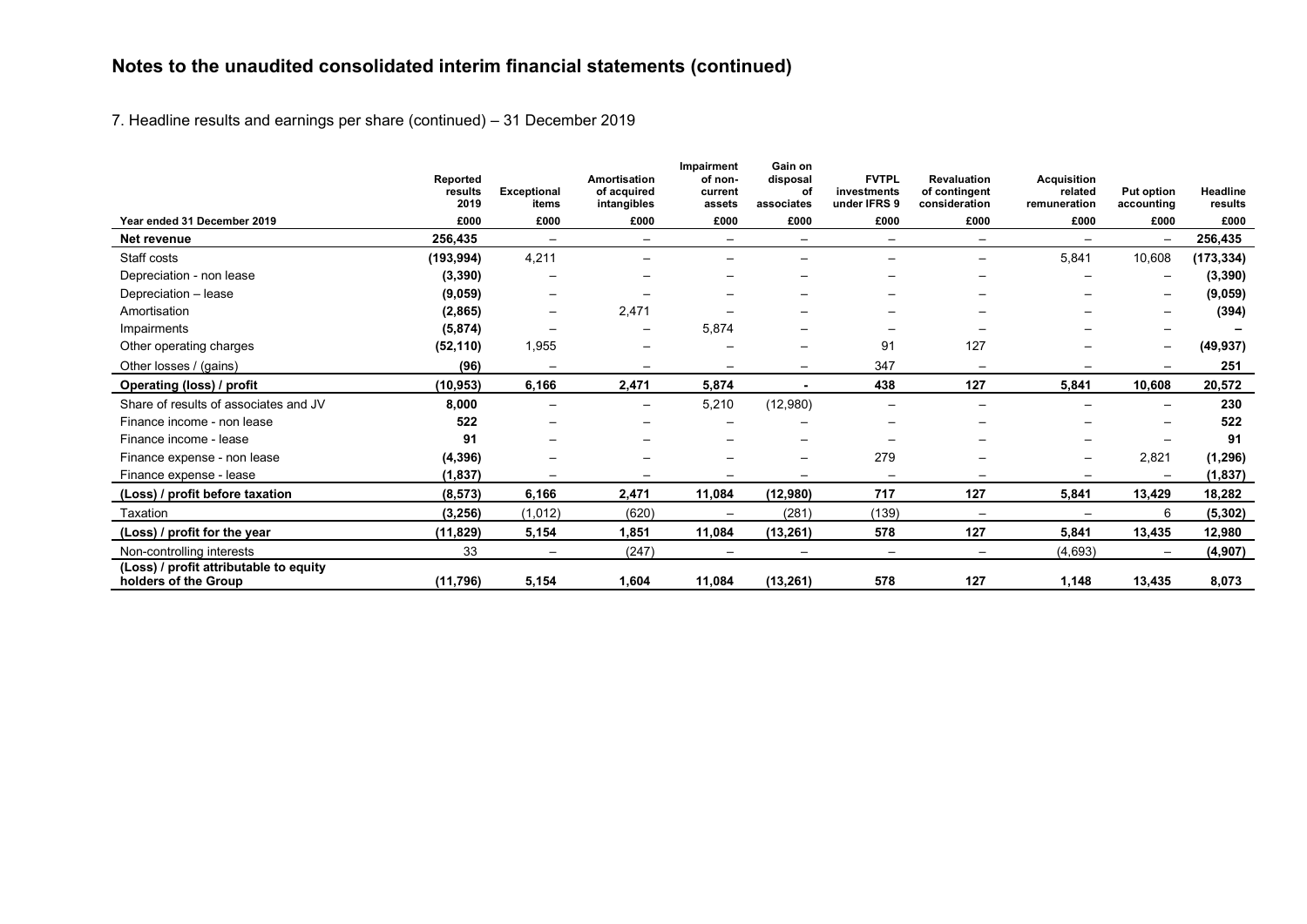# Notes to the unaudited consolidated interim financial statements (continued)

7. Headline results and earnings per share (continued) – 31 December 2019

| Year ended 31 December 2019 | Reported results 2019 £000 | Exceptional items £000 | Amortisation of acquired intangibles £000 | Impairment of non-current assets £000 | Gain on disposal of associates £000 | FVTPL investments under IFRS 9 £000 | Revaluation of contingent consideration £000 | Acquisition related remuneration £000 | Put option accounting £000 | Headline results £000 |
|---|---|---|---|---|---|---|---|---|---|---|
| **Net revenue** | **256,435** | – | – | – | – | – | – | – | – | **256,435** |
| Staff costs | **(193,994)** | 4,211 | – | – | – | – | – | 5,841 | 10,608 | **(173,334)** |
| Depreciation - non lease | **(3,390)** | – | – | – | – | – | – | – | – | **(3,390)** |
| Depreciation – lease | **(9,059)** | – | – | – | – | – | – | – | – | **(9,059)** |
| Amortisation | **(2,865)** | – | 2,471 | – | – | – | – | – | – | **(394)** |
| Impairments | **(5,874)** | – | – | 5,874 | – | – | – | – | – | **–** |
| Other operating charges | **(52,110)** | 1,955 | – | – | – | 91 | 127 | – | – | **(49,937)** |
| Other losses / (gains) | **(96)** | – | – | – | – | 347 | – | – | – | **251** |
| **Operating (loss) / profit** | **(10,953)** | **6,166** | **2,471** | **5,874** | **-** | **438** | **127** | **5,841** | **10,608** | **20,572** |
| Share of results of associates and JV | **8,000** | – | – | 5,210 | (12,980) | – | – | – | – | **230** |
| Finance income - non lease | **522** | – | – | – | – | – | – | – | – | **522** |
| Finance income - lease | **91** | – | – | – | – | – | – | – | – | **91** |
| Finance expense - non lease | **(4,396)** | – | – | – | – | 279 | – | – | 2,821 | **(1,296)** |
| Finance expense - lease | **(1,837)** | – | – | – | – | – | – | – | – | **(1,837)** |
| **(Loss) / profit before taxation** | **(8,573)** | **6,166** | **2,471** | **11,084** | **(12,980)** | **717** | **127** | **5,841** | **13,429** | **18,282** |
| Taxation | **(3,256)** | (1,012) | (620) | – | (281) | (139) | – | – | 6 | **(5,302)** |
| **(Loss) / profit for the year** | **(11,829)** | **5,154** | **1,851** | **11,084** | **(13,261)** | **578** | **127** | **5,841** | **13,435** | **12,980** |
| Non-controlling interests | 33 | – | (247) | – | – | – | – | (4,693) | – | **(4,907)** |
| **(Loss) / profit attributable to equity holders of the Group** | **(11,796)** | **5,154** | **1,604** | **11,084** | **(13,261)** | **578** | **127** | **1,148** | **13,435** | **8,073** |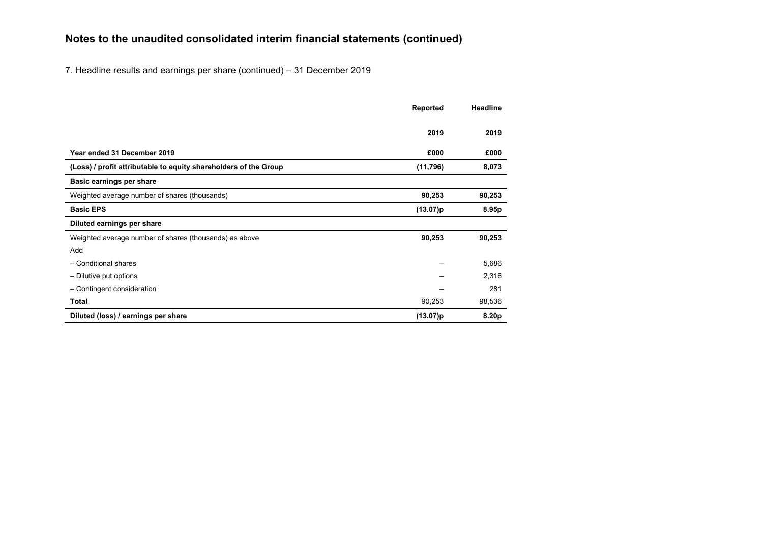## Notes to the unaudited consolidated interim financial statements (continued)

7. Headline results and earnings per share (continued) – 31 December 2019

| | Reported | Headline |
|---|---|---|
| | **2019** | **2019** |
| **Year ended 31 December 2019** | **£000** | **£000** |
| **(Loss) / profit attributable to equity shareholders of the Group** | **(11,796)** | **8,073** |
| **Basic earnings per share** | | |
| Weighted average number of shares (thousands) | **90,253** | **90,253** |
| **Basic EPS** | **(13.07)p** | **8.95p** |
| **Diluted earnings per share** | | |
| Weighted average number of shares (thousands) as above | **90,253** | **90,253** |
| Add | | |
| – Conditional shares | – | 5,686 |
| – Dilutive put options | – | 2,316 |
| – Contingent consideration | – | 281 |
| **Total** | 90,253 | 98,536 |
| **Diluted (loss) / earnings per share** | **(13.07)p** | **8.20p** |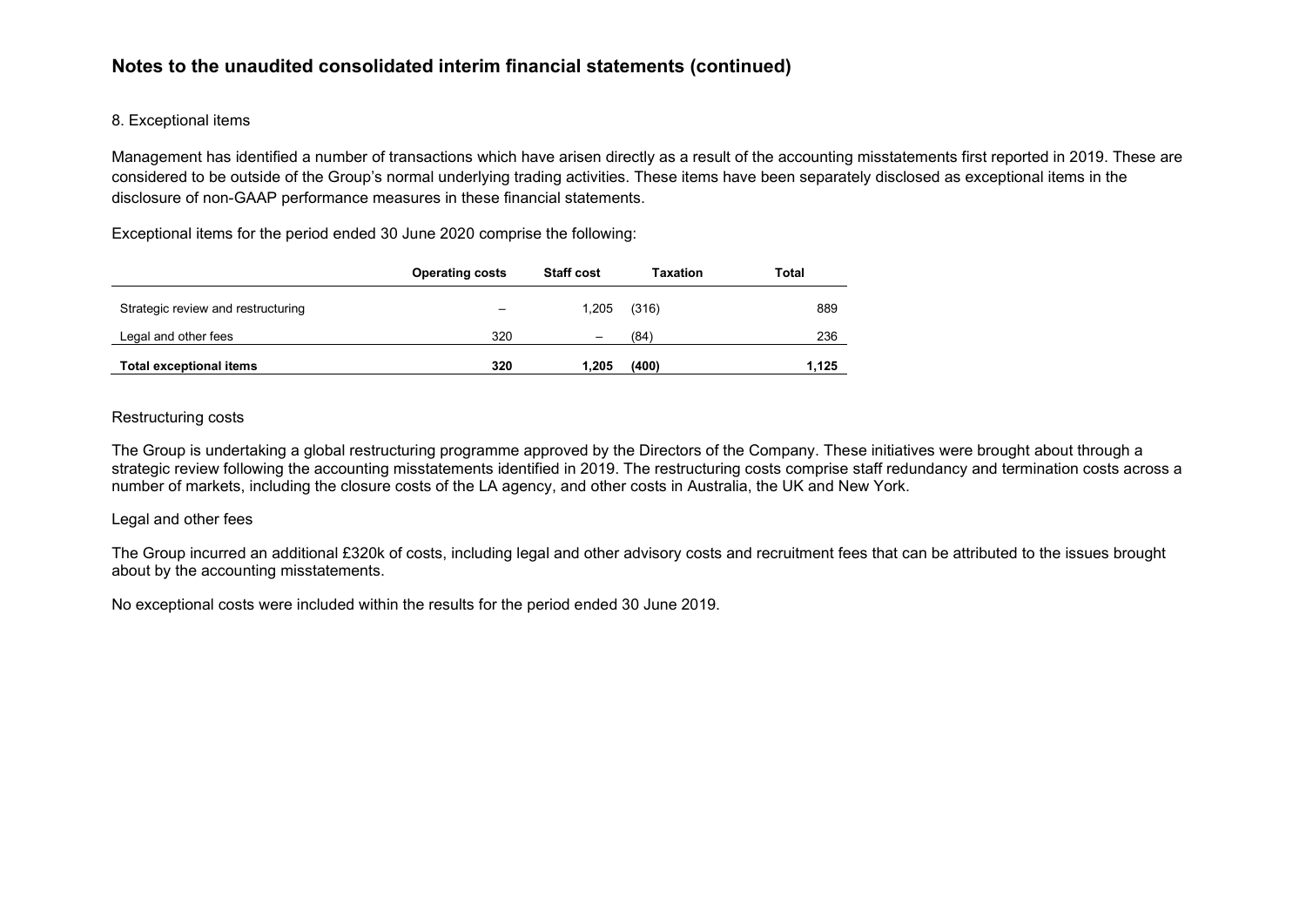## Notes to the unaudited consolidated interim financial statements (continued)

8. Exceptional items

Management has identified a number of transactions which have arisen directly as a result of the accounting misstatements first reported in 2019. These are considered to be outside of the Group's normal underlying trading activities. These items have been separately disclosed as exceptional items in the disclosure of non-GAAP performance measures in these financial statements.

Exceptional items for the period ended 30 June 2020 comprise the following:

| | Operating costs | Staff cost | Taxation | Total |
|---|---|---|---|---|
| Strategic review and restructuring | – | 1,205 | (316) | 889 |
| Legal and other fees | 320 | – | (84) | 236 |
| **Total exceptional items** | **320** | **1,205** | **(400)** | **1,125** |

Restructuring costs

The Group is undertaking a global restructuring programme approved by the Directors of the Company. These initiatives were brought about through a strategic review following the accounting misstatements identified in 2019. The restructuring costs comprise staff redundancy and termination costs across a number of markets, including the closure costs of the LA agency, and other costs in Australia, the UK and New York.

Legal and other fees

The Group incurred an additional £320k of costs, including legal and other advisory costs and recruitment fees that can be attributed to the issues brought about by the accounting misstatements.

No exceptional costs were included within the results for the period ended 30 June 2019.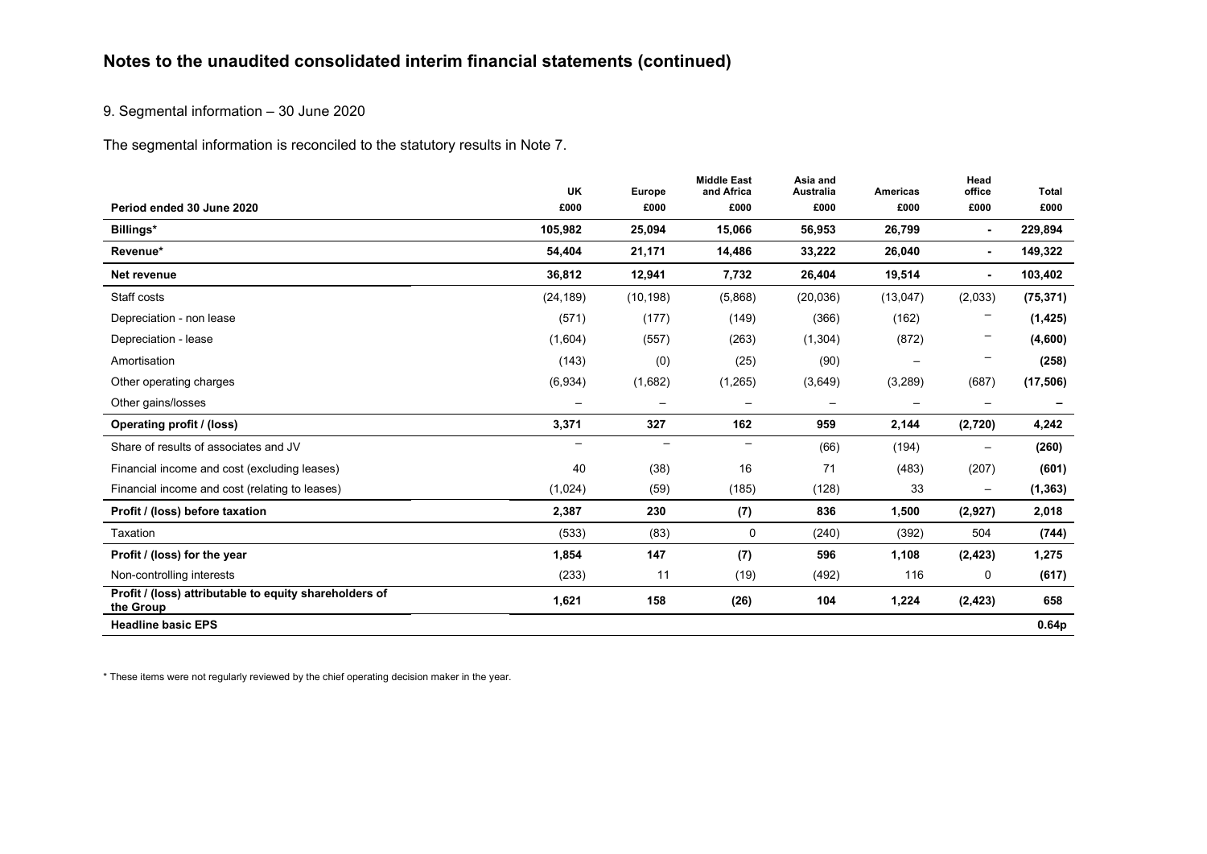# Notes to the unaudited consolidated interim financial statements (continued)

9. Segmental information – 30 June 2020

The segmental information is reconciled to the statutory results in Note 7.

| Period ended 30 June 2020 | UK £000 | Europe £000 | Middle East and Africa £000 | Asia and Australia £000 | Americas £000 | Head office £000 | Total £000 |
|---|---|---|---|---|---|---|---|
| **Billings*** | **105,982** | **25,094** | **15,066** | **56,953** | **26,799** | **-** | **229,894** |
| **Revenue*** | **54,404** | **21,171** | **14,486** | **33,222** | **26,040** | **-** | **149,322** |
| **Net revenue** | **36,812** | **12,941** | **7,732** | **26,404** | **19,514** | **-** | **103,402** |
| Staff costs | (24,189) | (10,198) | (5,868) | (20,036) | (13,047) | (2,033) | **(75,371)** |
| Depreciation - non lease | (571) | (177) | (149) | (366) | (162) | – | **(1,425)** |
| Depreciation - lease | (1,604) | (557) | (263) | (1,304) | (872) | – | **(4,600)** |
| Amortisation | (143) | (0) | (25) | (90) | – | – | **(258)** |
| Other operating charges | (6,934) | (1,682) | (1,265) | (3,649) | (3,289) | (687) | **(17,506)** |
| Other gains/losses | – | – | – | – | – | – | **–** |
| **Operating profit / (loss)** | **3,371** | **327** | **162** | **959** | **2,144** | **(2,720)** | **4,242** |
| Share of results of associates and JV | – | – | – | (66) | (194) | – | **(260)** |
| Financial income and cost (excluding leases) | 40 | (38) | 16 | 71 | (483) | (207) | **(601)** |
| Financial income and cost (relating to leases) | (1,024) | (59) | (185) | (128) | 33 | – | **(1,363)** |
| **Profit / (loss) before taxation** | **2,387** | **230** | **(7)** | **836** | **1,500** | **(2,927)** | **2,018** |
| Taxation | (533) | (83) | 0 | (240) | (392) | 504 | **(744)** |
| **Profit / (loss) for the year** | **1,854** | **147** | **(7)** | **596** | **1,108** | **(2,423)** | **1,275** |
| Non-controlling interests | (233) | 11 | (19) | (492) | 116 | 0 | **(617)** |
| **Profit / (loss) attributable to equity shareholders of the Group** | **1,621** | **158** | **(26)** | **104** | **1,224** | **(2,423)** | **658** |
| **Headline basic EPS** | | | | | | | **0.64p** |

\* These items were not regularly reviewed by the chief operating decision maker in the year.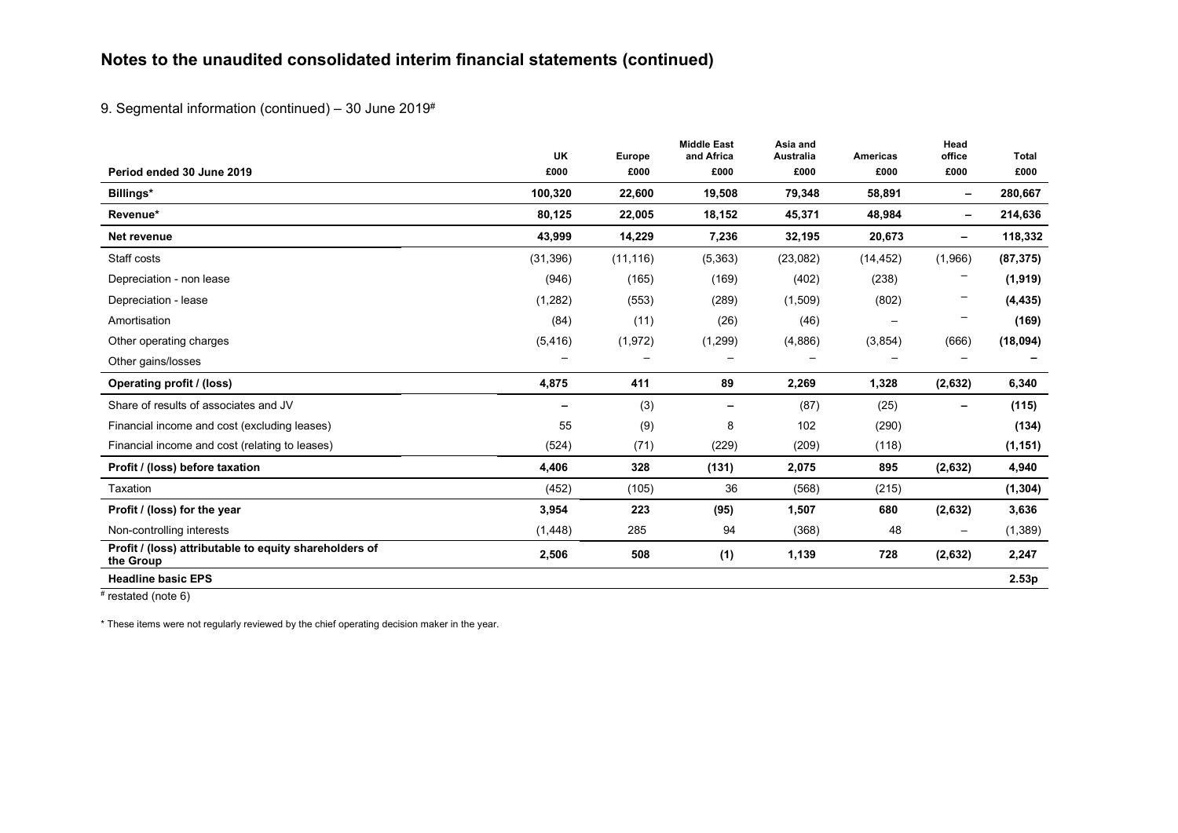# Notes to the unaudited consolidated interim financial statements (continued)

9. Segmental information (continued) – 30 June 2019#

| Period ended 30 June 2019 | UK £000 | Europe £000 | Middle East and Africa £000 | Asia and Australia £000 | Americas £000 | Head office £000 | Total £000 |
|---|---|---|---|---|---|---|---|
| **Billings*** | **100,320** | **22,600** | **19,508** | **79,348** | **58,891** | **–** | **280,667** |
| **Revenue*** | **80,125** | **22,005** | **18,152** | **45,371** | **48,984** | **–** | **214,636** |
| **Net revenue** | **43,999** | **14,229** | **7,236** | **32,195** | **20,673** | **–** | **118,332** |
| Staff costs | (31,396) | (11,116) | (5,363) | (23,082) | (14,452) | (1,966) | **(87,375)** |
| Depreciation - non lease | (946) | (165) | (169) | (402) | (238) | – | **(1,919)** |
| Depreciation - lease | (1,282) | (553) | (289) | (1,509) | (802) | – | **(4,435)** |
| Amortisation | (84) | (11) | (26) | (46) | – | – | **(169)** |
| Other operating charges | (5,416) | (1,972) | (1,299) | (4,886) | (3,854) | (666) | **(18,094)** |
| Other gains/losses | – | – | – | – | – | – | **–** |
| **Operating profit / (loss)** | **4,875** | **411** | **89** | **2,269** | **1,328** | **(2,632)** | **6,340** |
| Share of results of associates and JV | **–** | (3) | **–** | (87) | (25) | **–** | **(115)** |
| Financial income and cost (excluding leases) | 55 | (9) | 8 | 102 | (290) | | **(134)** |
| Financial income and cost (relating to leases) | (524) | (71) | (229) | (209) | (118) | | **(1,151)** |
| **Profit / (loss) before taxation** | **4,406** | **328** | **(131)** | **2,075** | **895** | **(2,632)** | **4,940** |
| Taxation | (452) | (105) | 36 | (568) | (215) | | **(1,304)** |
| **Profit / (loss) for the year** | **3,954** | **223** | **(95)** | **1,507** | **680** | **(2,632)** | **3,636** |
| Non-controlling interests | (1,448) | 285 | 94 | (368) | 48 | – | (1,389) |
| **Profit / (loss) attributable to equity shareholders of the Group** | **2,506** | **508** | **(1)** | **1,139** | **728** | **(2,632)** | **2,247** |
| **Headline basic EPS** | | | | | | | **2.53p** |

# restated (note 6)

* These items were not regularly reviewed by the chief operating decision maker in the year.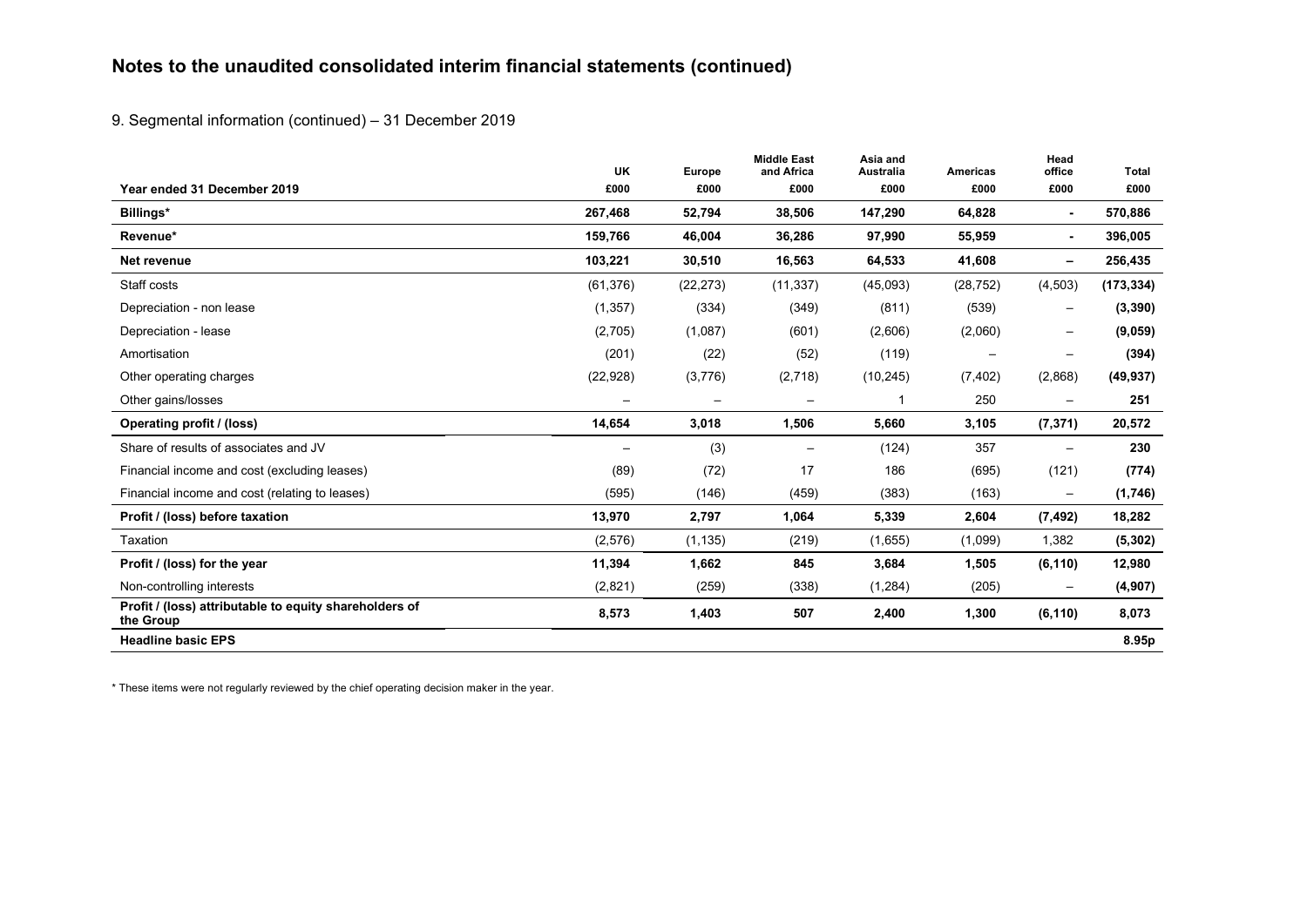# Notes to the unaudited consolidated interim financial statements (continued)

9. Segmental information (continued) – 31 December 2019

| Year ended 31 December 2019 | UK £000 | Europe £000 | Middle East and Africa £000 | Asia and Australia £000 | Americas £000 | Head office £000 | Total £000 |
|---|---|---|---|---|---|---|---|
| **Billings*** | **267,468** | **52,794** | **38,506** | **147,290** | **64,828** | **-** | **570,886** |
| **Revenue*** | **159,766** | **46,004** | **36,286** | **97,990** | **55,959** | **-** | **396,005** |
| **Net revenue** | **103,221** | **30,510** | **16,563** | **64,533** | **41,608** | **–** | **256,435** |
| Staff costs | (61,376) | (22,273) | (11,337) | (45,093) | (28,752) | (4,503) | **(173,334)** |
| Depreciation - non lease | (1,357) | (334) | (349) | (811) | (539) | – | **(3,390)** |
| Depreciation - lease | (2,705) | (1,087) | (601) | (2,606) | (2,060) | – | **(9,059)** |
| Amortisation | (201) | (22) | (52) | (119) | – | – | **(394)** |
| Other operating charges | (22,928) | (3,776) | (2,718) | (10,245) | (7,402) | (2,868) | **(49,937)** |
| Other gains/losses | – | – | – | 1 | 250 | – | **251** |
| **Operating profit / (loss)** | **14,654** | **3,018** | **1,506** | **5,660** | **3,105** | **(7,371)** | **20,572** |
| Share of results of associates and JV | – | (3) | – | (124) | 357 | – | **230** |
| Financial income and cost (excluding leases) | (89) | (72) | 17 | 186 | (695) | (121) | **(774)** |
| Financial income and cost (relating to leases) | (595) | (146) | (459) | (383) | (163) | – | **(1,746)** |
| **Profit / (loss) before taxation** | **13,970** | **2,797** | **1,064** | **5,339** | **2,604** | **(7,492)** | **18,282** |
| Taxation | (2,576) | (1,135) | (219) | (1,655) | (1,099) | 1,382 | **(5,302)** |
| **Profit / (loss) for the year** | **11,394** | **1,662** | **845** | **3,684** | **1,505** | **(6,110)** | **12,980** |
| Non-controlling interests | (2,821) | (259) | (338) | (1,284) | (205) | – | **(4,907)** |
| **Profit / (loss) attributable to equity shareholders of the Group** | **8,573** | **1,403** | **507** | **2,400** | **1,300** | **(6,110)** | **8,073** |
| **Headline basic EPS** | | | | | | | **8.95p** |

* These items were not regularly reviewed by the chief operating decision maker in the year.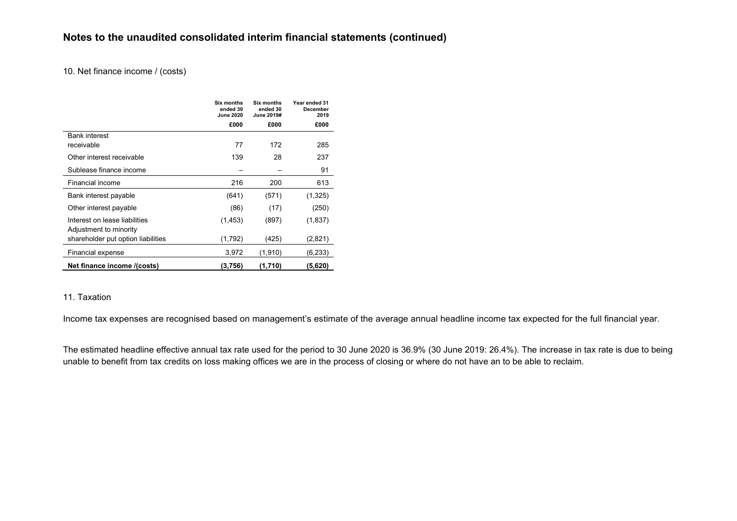# Notes to the unaudited consolidated interim financial statements (continued)

10. Net finance income / (costs)

| | Six months ended 30 June 2020 | Six months ended 30 June 2019# | Year ended 31 December 2019 |
|---|---|---|---|
| | £000 | £000 | £000 |
| Bank interest receivable | 77 | 172 | 285 |
| Other interest receivable | 139 | 28 | 237 |
| Sublease finance income | – | – | 91 |
| Financial income | 216 | 200 | 613 |
| Bank interest payable | (641) | (571) | (1,325) |
| Other interest payable | (86) | (17) | (250) |
| Interest on lease liabilities | (1,453) | (897) | (1,837) |
| Adjustment to minority shareholder put option liabilities | (1,792) | (425) | (2,821) |
| Financial expense | 3,972 | (1,910) | (6,233) |
| **Net finance income /(costs)** | **(3,756)** | **(1,710)** | **(5,620)** |

11. Taxation

Income tax expenses are recognised based on management's estimate of the average annual headline income tax expected for the full financial year.

The estimated headline effective annual tax rate used for the period to 30 June 2020 is 36.9% (30 June 2019: 26.4%). The increase in tax rate is due to being unable to benefit from tax credits on loss making offices we are in the process of closing or where do not have an to be able to reclaim.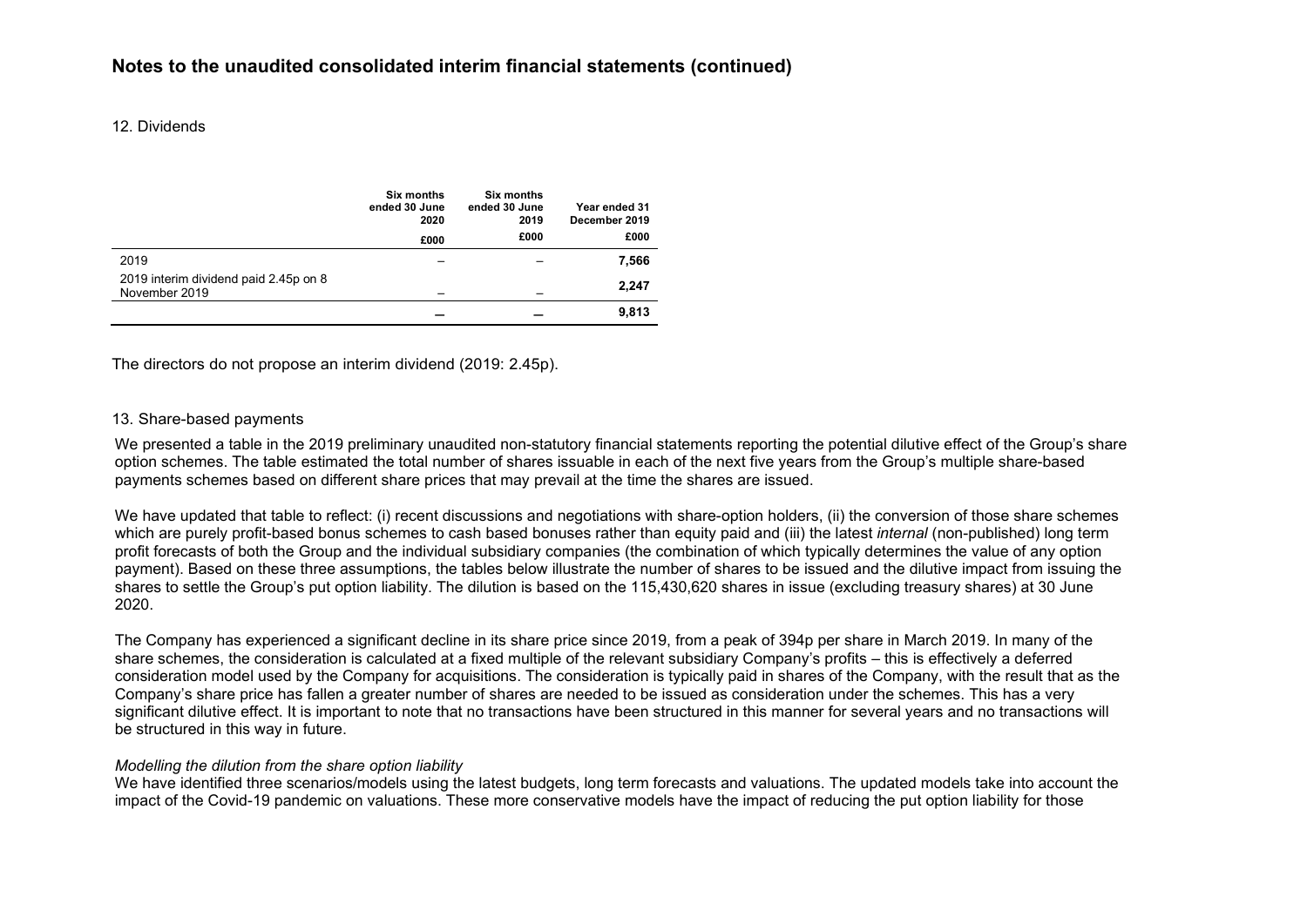## Notes to the unaudited consolidated interim financial statements (continued)

12. Dividends

| | Six months ended 30 June 2020 | Six months ended 30 June 2019 | Year ended 31 December 2019 |
|---|---|---|---|
| | £000 | £000 | £000 |
| 2019 | – | – | **7,566** |
| 2019 interim dividend paid 2.45p on 8 November 2019 | – | – | **2,247** |
| | **–** | **–** | **9,813** |

The directors do not propose an interim dividend (2019: 2.45p).

13. Share-based payments

We presented a table in the 2019 preliminary unaudited non-statutory financial statements reporting the potential dilutive effect of the Group's share option schemes. The table estimated the total number of shares issuable in each of the next five years from the Group's multiple share-based payments schemes based on different share prices that may prevail at the time the shares are issued.

We have updated that table to reflect: (i) recent discussions and negotiations with share-option holders, (ii) the conversion of those share schemes which are purely profit-based bonus schemes to cash based bonuses rather than equity paid and (iii) the latest *internal* (non-published) long term profit forecasts of both the Group and the individual subsidiary companies (the combination of which typically determines the value of any option payment). Based on these three assumptions, the tables below illustrate the number of shares to be issued and the dilutive impact from issuing the shares to settle the Group's put option liability. The dilution is based on the 115,430,620 shares in issue (excluding treasury shares) at 30 June 2020.

The Company has experienced a significant decline in its share price since 2019, from a peak of 394p per share in March 2019. In many of the share schemes, the consideration is calculated at a fixed multiple of the relevant subsidiary Company's profits – this is effectively a deferred consideration model used by the Company for acquisitions. The consideration is typically paid in shares of the Company, with the result that as the Company's share price has fallen a greater number of shares are needed to be issued as consideration under the schemes. This has a very significant dilutive effect. It is important to note that no transactions have been structured in this manner for several years and no transactions will be structured in this way in future.

*Modelling the dilution from the share option liability*

We have identified three scenarios/models using the latest budgets, long term forecasts and valuations. The updated models take into account the impact of the Covid-19 pandemic on valuations. These more conservative models have the impact of reducing the put option liability for those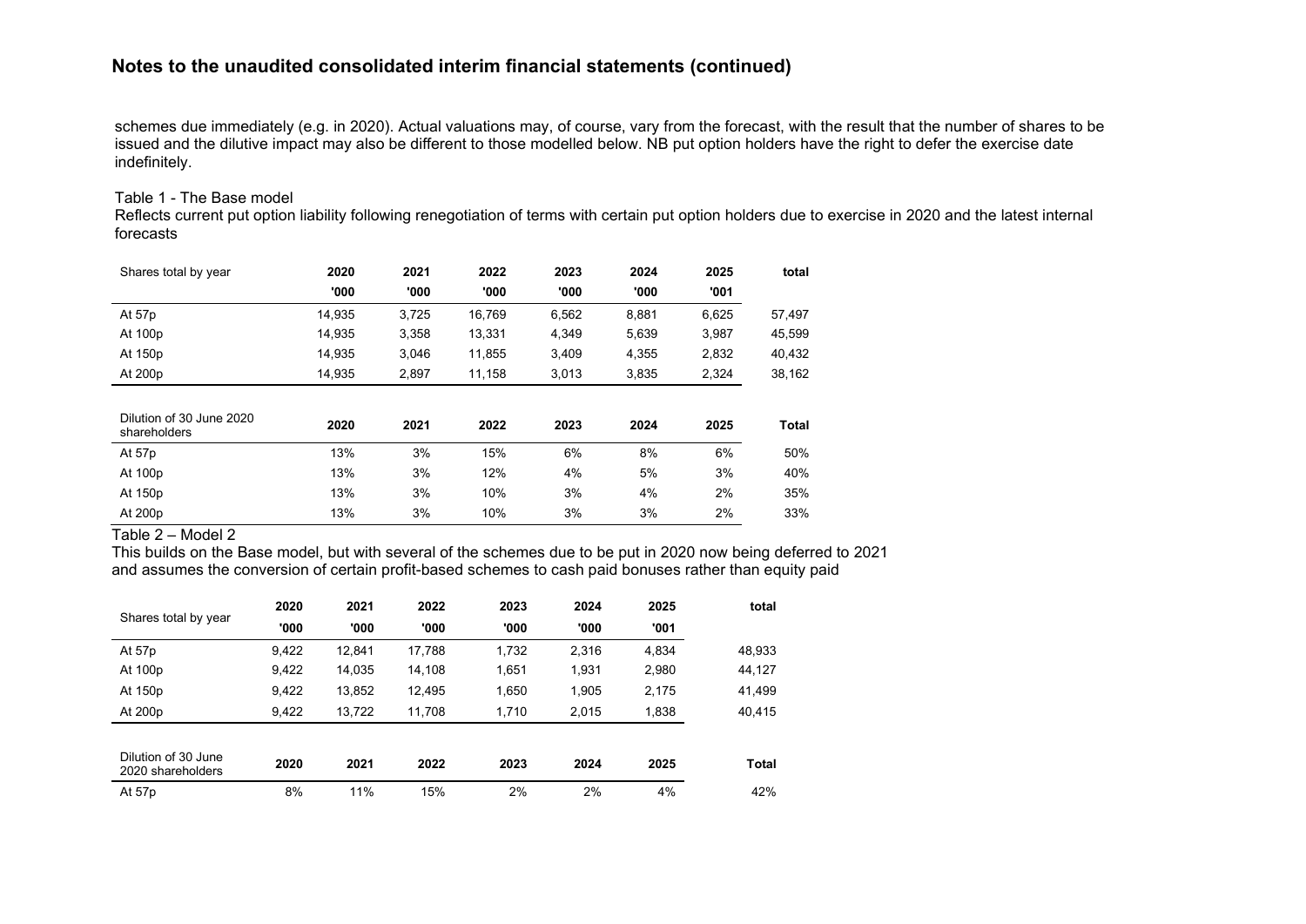## Notes to the unaudited consolidated interim financial statements (continued)

schemes due immediately (e.g. in 2020). Actual valuations may, of course, vary from the forecast, with the result that the number of shares to be issued and the dilutive impact may also be different to those modelled below. NB put option holders have the right to defer the exercise date indefinitely.

Table 1 - The Base model

Reflects current put option liability following renegotiation of terms with certain put option holders due to exercise in 2020 and the latest internal forecasts

| Shares total by year | 2020 '000 | 2021 '000 | 2022 '000 | 2023 '000 | 2024 '000 | 2025 '001 | total |
|---|---|---|---|---|---|---|---|
| At 57p | 14,935 | 3,725 | 16,769 | 6,562 | 8,881 | 6,625 | 57,497 |
| At 100p | 14,935 | 3,358 | 13,331 | 4,349 | 5,639 | 3,987 | 45,599 |
| At 150p | 14,935 | 3,046 | 11,855 | 3,409 | 4,355 | 2,832 | 40,432 |
| At 200p | 14,935 | 2,897 | 11,158 | 3,013 | 3,835 | 2,324 | 38,162 |

| Dilution of 30 June 2020 shareholders | 2020 | 2021 | 2022 | 2023 | 2024 | 2025 | Total |
|---|---|---|---|---|---|---|---|
| At 57p | 13% | 3% | 15% | 6% | 8% | 6% | 50% |
| At 100p | 13% | 3% | 12% | 4% | 5% | 3% | 40% |
| At 150p | 13% | 3% | 10% | 3% | 4% | 2% | 35% |
| At 200p | 13% | 3% | 10% | 3% | 3% | 2% | 33% |

Table 2 – Model 2

This builds on the Base model, but with several of the schemes due to be put in 2020 now being deferred to 2021 and assumes the conversion of certain profit-based schemes to cash paid bonuses rather than equity paid

| Shares total by year | 2020 '000 | 2021 '000 | 2022 '000 | 2023 '000 | 2024 '000 | 2025 '001 | total |
|---|---|---|---|---|---|---|---|
| At 57p | 9,422 | 12,841 | 17,788 | 1,732 | 2,316 | 4,834 | 48,933 |
| At 100p | 9,422 | 14,035 | 14,108 | 1,651 | 1,931 | 2,980 | 44,127 |
| At 150p | 9,422 | 13,852 | 12,495 | 1,650 | 1,905 | 2,175 | 41,499 |
| At 200p | 9,422 | 13,722 | 11,708 | 1,710 | 2,015 | 1,838 | 40,415 |

| Dilution of 30 June 2020 shareholders | 2020 | 2021 | 2022 | 2023 | 2024 | 2025 | Total |
|---|---|---|---|---|---|---|---|
| At 57p | 8% | 11% | 15% | 2% | 2% | 4% | 42% |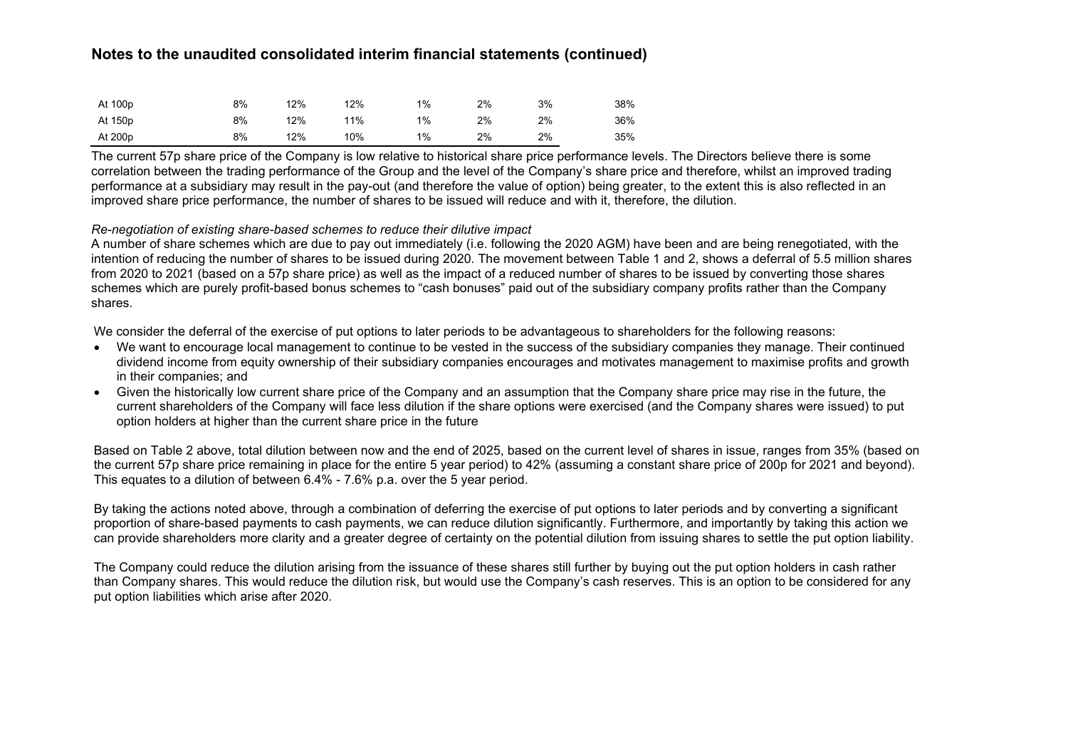## Notes to the unaudited consolidated interim financial statements (continued)

| | | | | | | | |
|---|---|---|---|---|---|---|---|
| At 100p | 8% | 12% | 12% | 1% | 2% | 3% | 38% |
| At 150p | 8% | 12% | 11% | 1% | 2% | 2% | 36% |
| At 200p | 8% | 12% | 10% | 1% | 2% | 2% | 35% |

The current 57p share price of the Company is low relative to historical share price performance levels. The Directors believe there is some correlation between the trading performance of the Group and the level of the Company's share price and therefore, whilst an improved trading performance at a subsidiary may result in the pay-out (and therefore the value of option) being greater, to the extent this is also reflected in an improved share price performance, the number of shares to be issued will reduce and with it, therefore, the dilution.

*Re-negotiation of existing share-based schemes to reduce their dilutive impact*

A number of share schemes which are due to pay out immediately (i.e. following the 2020 AGM) have been and are being renegotiated, with the intention of reducing the number of shares to be issued during 2020. The movement between Table 1 and 2, shows a deferral of 5.5 million shares from 2020 to 2021 (based on a 57p share price) as well as the impact of a reduced number of shares to be issued by converting those shares schemes which are purely profit-based bonus schemes to "cash bonuses" paid out of the subsidiary company profits rather than the Company shares.

We consider the deferral of the exercise of put options to later periods to be advantageous to shareholders for the following reasons:

- We want to encourage local management to continue to be vested in the success of the subsidiary companies they manage. Their continued dividend income from equity ownership of their subsidiary companies encourages and motivates management to maximise profits and growth in their companies; and
- Given the historically low current share price of the Company and an assumption that the Company share price may rise in the future, the current shareholders of the Company will face less dilution if the share options were exercised (and the Company shares were issued) to put option holders at higher than the current share price in the future

Based on Table 2 above, total dilution between now and the end of 2025, based on the current level of shares in issue, ranges from 35% (based on the current 57p share price remaining in place for the entire 5 year period) to 42% (assuming a constant share price of 200p for 2021 and beyond). This equates to a dilution of between 6.4% - 7.6% p.a. over the 5 year period.

By taking the actions noted above, through a combination of deferring the exercise of put options to later periods and by converting a significant proportion of share-based payments to cash payments, we can reduce dilution significantly. Furthermore, and importantly by taking this action we can provide shareholders more clarity and a greater degree of certainty on the potential dilution from issuing shares to settle the put option liability.

The Company could reduce the dilution arising from the issuance of these shares still further by buying out the put option holders in cash rather than Company shares. This would reduce the dilution risk, but would use the Company's cash reserves. This is an option to be considered for any put option liabilities which arise after 2020.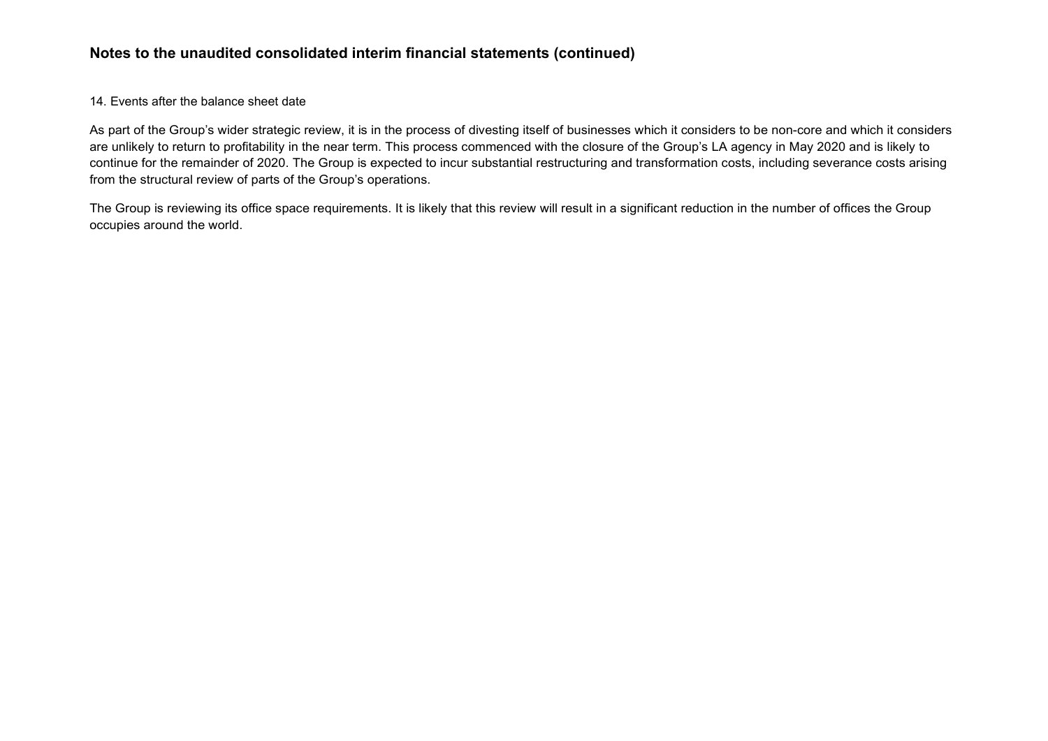**Notes to the unaudited consolidated interim financial statements (continued)**

14. Events after the balance sheet date

As part of the Group's wider strategic review, it is in the process of divesting itself of businesses which it considers to be non-core and which it considers are unlikely to return to profitability in the near term. This process commenced with the closure of the Group's LA agency in May 2020 and is likely to continue for the remainder of 2020. The Group is expected to incur substantial restructuring and transformation costs, including severance costs arising from the structural review of parts of the Group's operations.

The Group is reviewing its office space requirements. It is likely that this review will result in a significant reduction in the number of offices the Group occupies around the world.